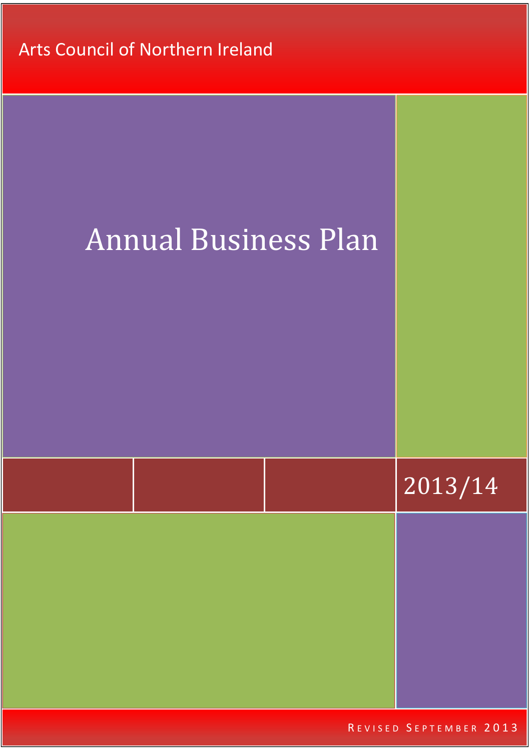Arts Council of Northern Ireland

# Annual Business Plan

2013/14

REVISED SEPTEMBER 2013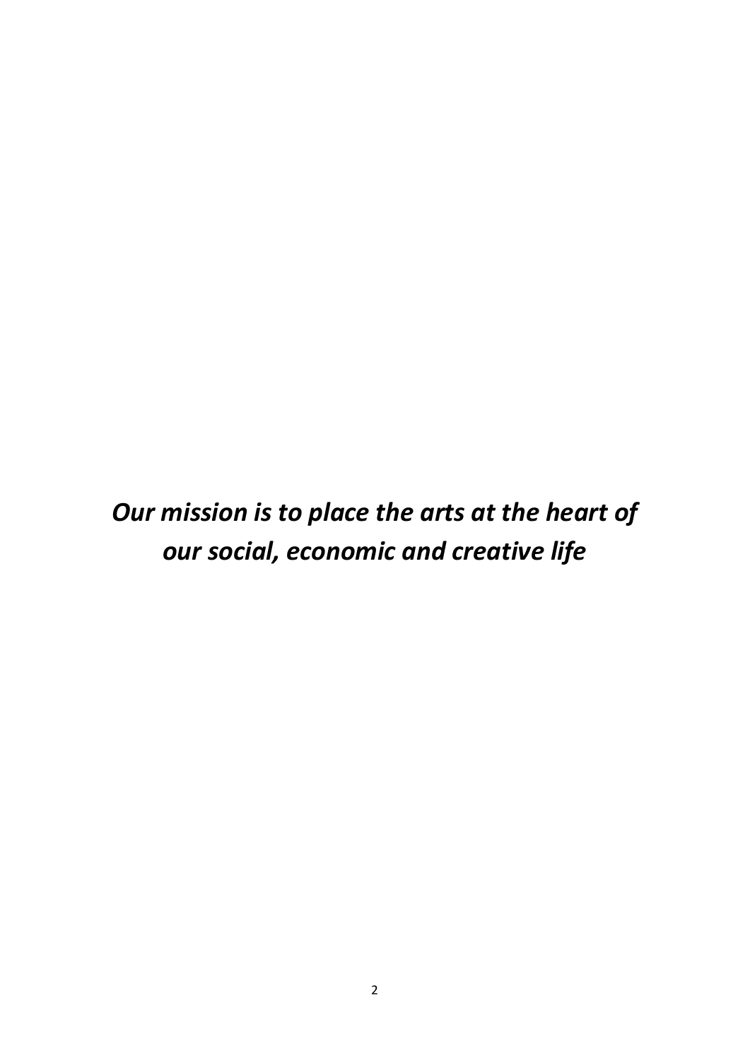***Our mission is to place the arts at the heart of our social, economic and creative life***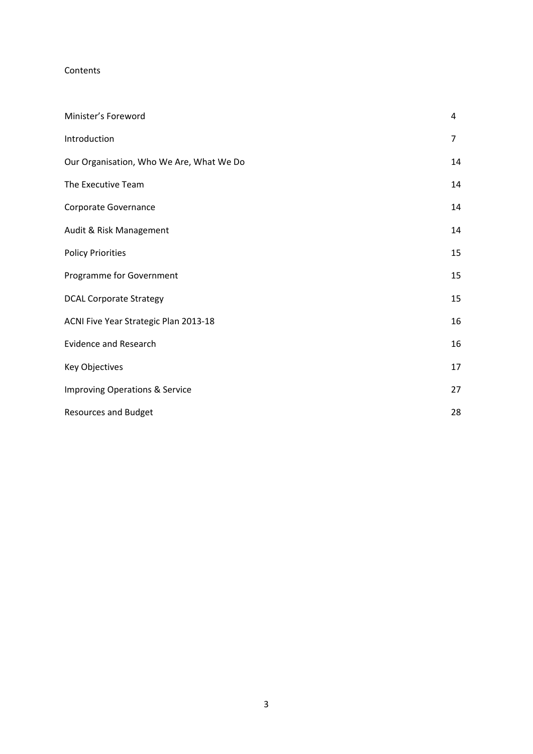Contents

| | |
|---|---|
| Minister's Foreword | 4 |
| Introduction | 7 |
| Our Organisation, Who We Are, What We Do | 14 |
| The Executive Team | 14 |
| Corporate Governance | 14 |
| Audit & Risk Management | 14 |
| Policy Priorities | 15 |
| Programme for Government | 15 |
| DCAL Corporate Strategy | 15 |
| ACNI Five Year Strategic Plan 2013-18 | 16 |
| Evidence and Research | 16 |
| Key Objectives | 17 |
| Improving Operations & Service | 27 |
| Resources and Budget | 28 |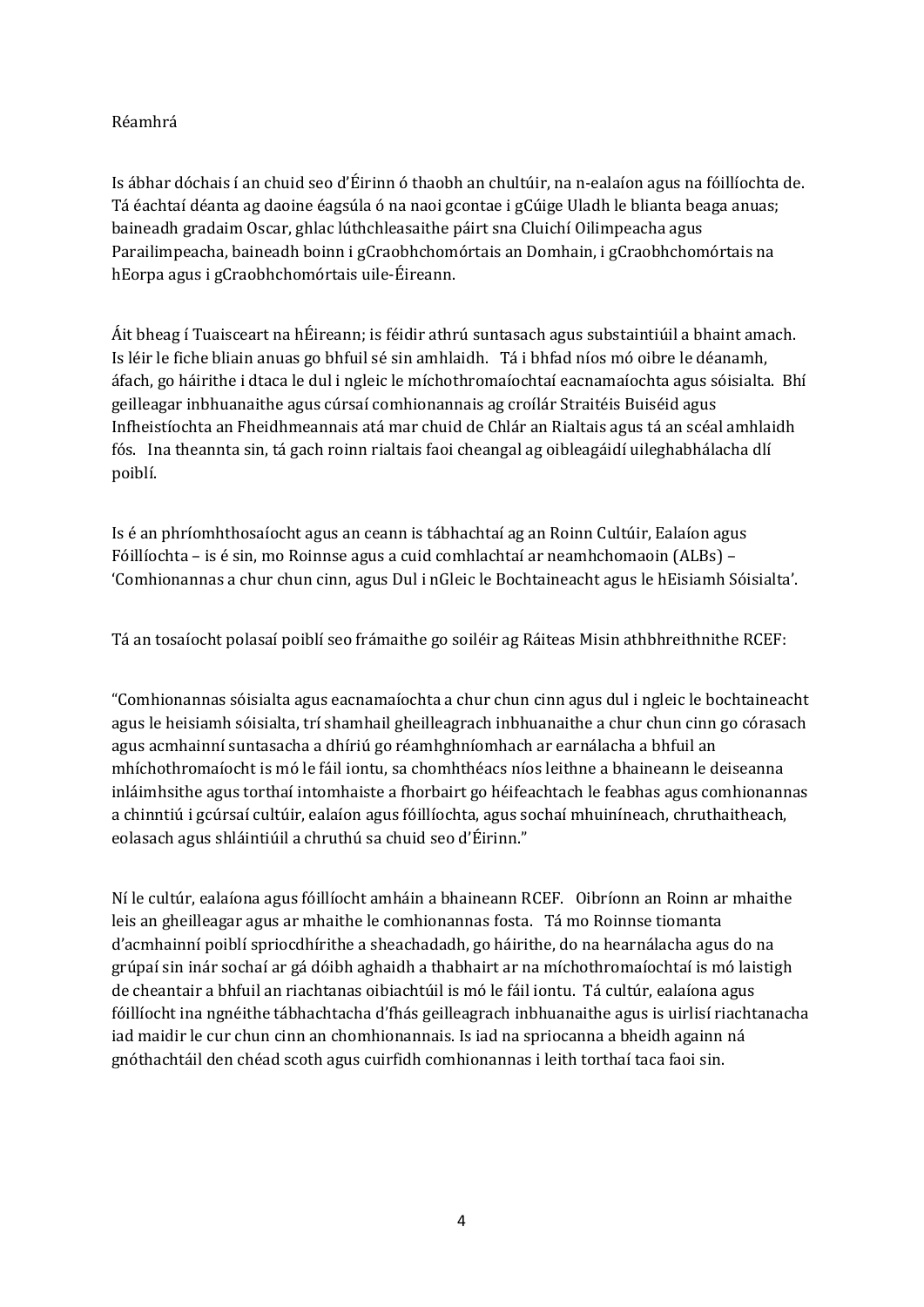Réamhrá

Is ábhar dóchais í an chuid seo d'Éirinn ó thaobh an chultúir, na n-ealaíon agus na fóillíochta de. Tá éachtaí déanta ag daoine éagsúla ó na naoi gcontae i gCúige Uladh le blianta beaga anuas; baineadh gradaim Oscar, ghlac lúthchleasaithe páirt sna Cluichí Oilimpeacha agus Parailimpeacha, baineadh boinn i gCraobhchomórtais an Domhain, i gCraobhchomórtais na hEorpa agus i gCraobhchomórtais uile-Éireann.

Áit bheag í Tuaisceart na hÉireann; is féidir athrú suntasach agus substaintiúil a bhaint amach. Is léir le fiche bliain anuas go bhfuil sé sin amhlaidh. Tá i bhfad níos mó oibre le déanamh, áfach, go háirithe i dtaca le dul i ngleic le míchothromaíochtaí eacnamaíochta agus sóisialta. Bhí geilleagar inbhuanaithe agus cúrsaí comhionannais ag croílár Straitéis Buiséid agus Infheistíochta an Fheidhmeannais atá mar chuid de Chlár an Rialtais agus tá an scéal amhlaidh fós. Ina theannta sin, tá gach roinn rialtais faoi cheangal ag oibleagáidí uileghabhálacha dlí poiblí.

Is é an phríomhthosaíocht agus an ceann is tábhachtaí ag an Roinn Cultúir, Ealaíon agus Fóillíochta – is é sin, mo Roinnse agus a cuid comhlachtaí ar neamhchomaoin (ALBs) – 'Comhionannas a chur chun cinn, agus Dul i nGleic le Bochtaineacht agus le hEisiamh Sóisialta'.

Tá an tosaíocht polasaí poiblí seo frámaithe go soiléir ag Ráiteas Misin athbhreithnithe RCEF:

"Comhionannas sóisialta agus eacnamaíochta a chur chun cinn agus dul i ngleic le bochtaineacht agus le heisiamh sóisialta, trí shamhail gheilleagrach inbhuanaithe a chur chun cinn go córasach agus acmhainní suntasacha a dhíriú go réamhghníomhach ar earnálacha a bhfuil an mhíchothromaíocht is mó le fáil iontu, sa chomhthéacs níos leithne a bhaineann le deiseanna inláimhsithe agus torthaí intomhaiste a fhorbairt go héifeachtach le feabhas agus comhionannas a chinntiú i gcúrsaí cultúir, ealaíon agus fóillíochta, agus sochaí mhuiníneach, chruthaitheach, eolasach agus shláintiúil a chruthú sa chuid seo d'Éirinn."

Ní le cultúr, ealaíona agus fóillíocht amháin a bhaineann RCEF. Oibríonn an Roinn ar mhaithe leis an gheilleagar agus ar mhaithe le comhionannas fosta. Tá mo Roinnse tiomanta d'acmhainní poiblí spriocdhírithe a sheachadadh, go háirithe, do na hearnálacha agus do na grúpaí sin inár sochaí ar gá dóibh aghaidh a thabhairt ar na míchothromaíochtaí is mó laistigh de cheantair a bhfuil an riachtanas oibiachtúil is mó le fáil iontu. Tá cultúr, ealaíona agus fóillíocht ina ngnéithe tábhachtacha d'fhás geilleagrach inbhuanaithe agus is uirlisí riachtanacha iad maidir le cur chun cinn an chomhionannais. Is iad na spriocanna a bheidh againn ná gnóthachtáil den chéad scoth agus cuirfidh comhionannas i leith torthaí taca faoi sin.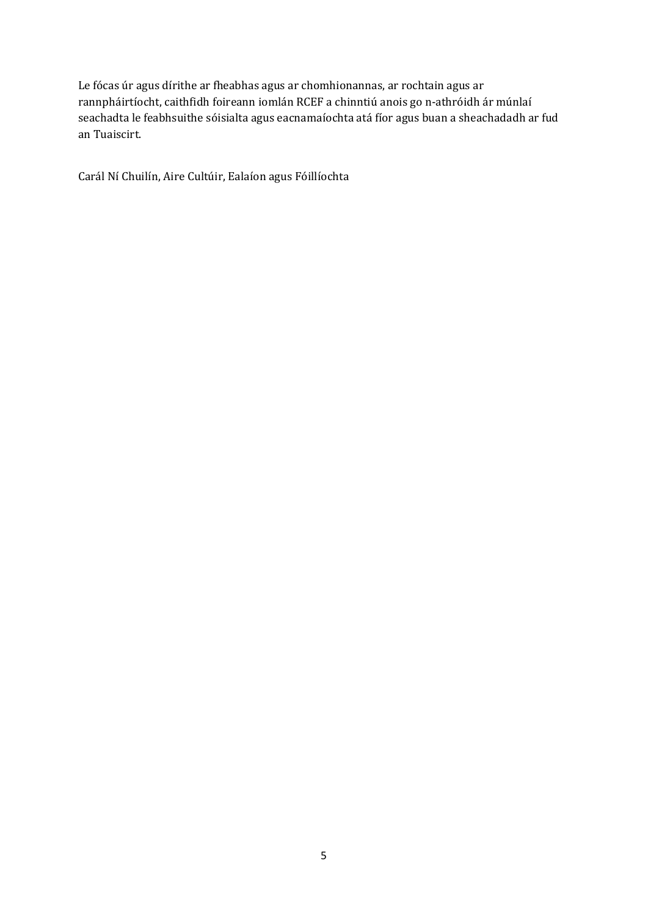Le fócas úr agus dírithe ar fheabhas agus ar chomhionannas, ar rochtain agus ar rannpháirtíocht, caithfidh foireann iomlán RCEF a chinntiú anois go n-athróidh ár múnlaí seachadta le feabhsuithe sóisialta agus eacnamaíochta atá fíor agus buan a sheachadadh ar fud an Tuaiscirt.

Carál Ní Chuilín, Aire Cultúir, Ealaíon agus Fóillíochta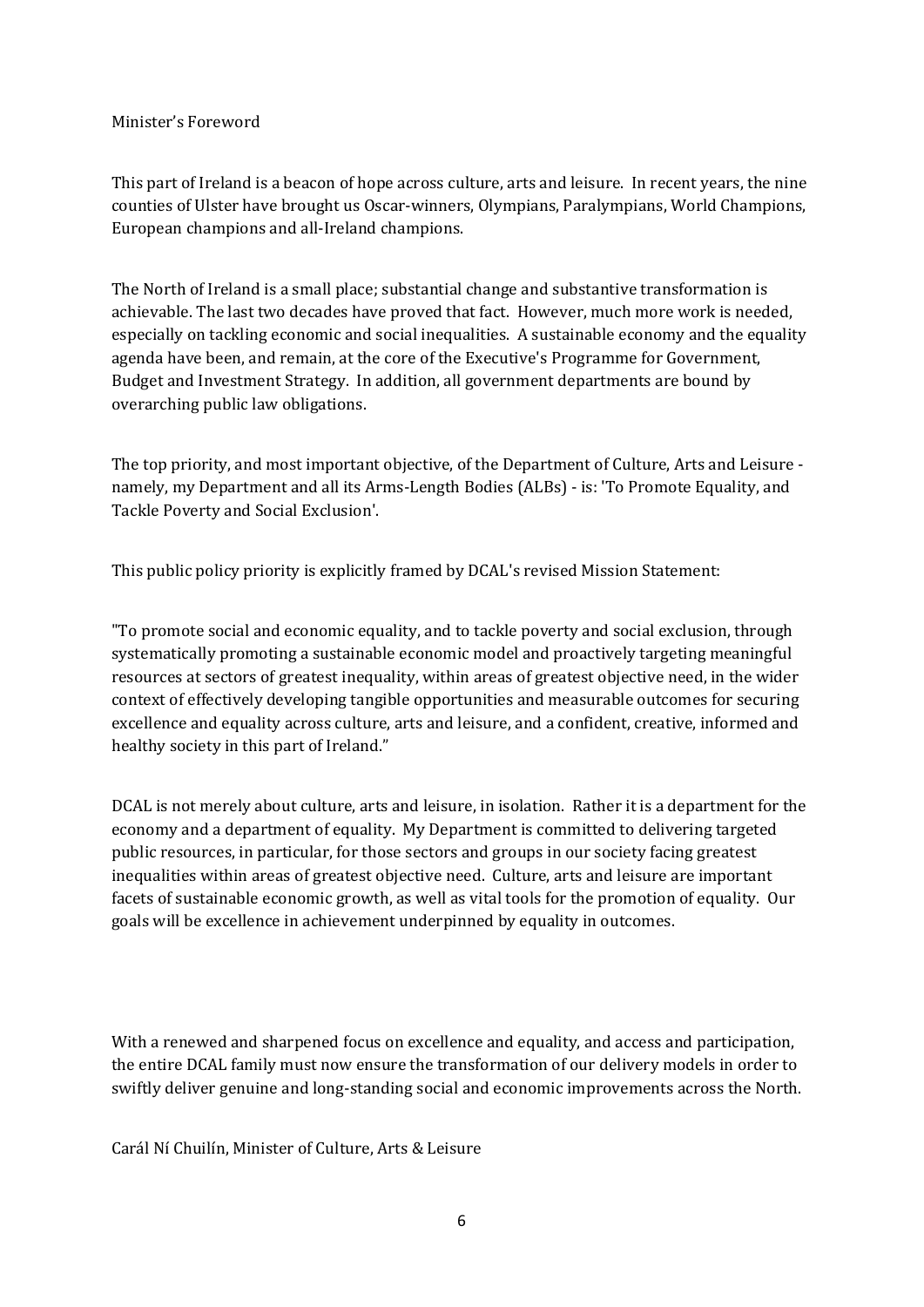# Minister's Foreword

This part of Ireland is a beacon of hope across culture, arts and leisure. In recent years, the nine counties of Ulster have brought us Oscar-winners, Olympians, Paralympians, World Champions, European champions and all-Ireland champions.

The North of Ireland is a small place; substantial change and substantive transformation is achievable. The last two decades have proved that fact. However, much more work is needed, especially on tackling economic and social inequalities. A sustainable economy and the equality agenda have been, and remain, at the core of the Executive's Programme for Government, Budget and Investment Strategy. In addition, all government departments are bound by overarching public law obligations.

The top priority, and most important objective, of the Department of Culture, Arts and Leisure - namely, my Department and all its Arms-Length Bodies (ALBs) - is: 'To Promote Equality, and Tackle Poverty and Social Exclusion'.

This public policy priority is explicitly framed by DCAL's revised Mission Statement:

"To promote social and economic equality, and to tackle poverty and social exclusion, through systematically promoting a sustainable economic model and proactively targeting meaningful resources at sectors of greatest inequality, within areas of greatest objective need, in the wider context of effectively developing tangible opportunities and measurable outcomes for securing excellence and equality across culture, arts and leisure, and a confident, creative, informed and healthy society in this part of Ireland."

DCAL is not merely about culture, arts and leisure, in isolation. Rather it is a department for the economy and a department of equality. My Department is committed to delivering targeted public resources, in particular, for those sectors and groups in our society facing greatest inequalities within areas of greatest objective need. Culture, arts and leisure are important facets of sustainable economic growth, as well as vital tools for the promotion of equality. Our goals will be excellence in achievement underpinned by equality in outcomes.

With a renewed and sharpened focus on excellence and equality, and access and participation, the entire DCAL family must now ensure the transformation of our delivery models in order to swiftly deliver genuine and long-standing social and economic improvements across the North.

Carál Ní Chuilín, Minister of Culture, Arts & Leisure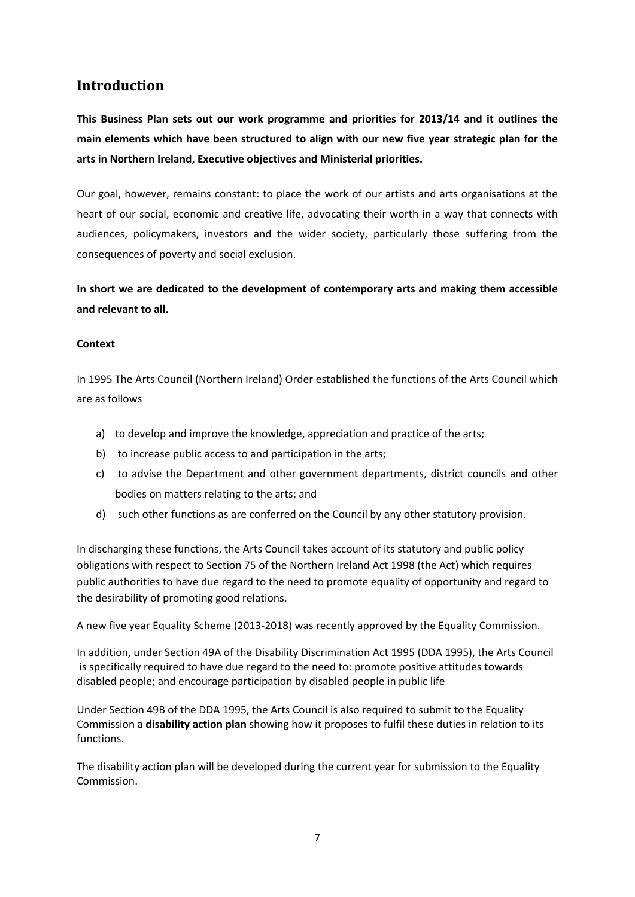## Introduction

**This Business Plan sets out our work programme and priorities for 2013/14 and it outlines the main elements which have been structured to align with our new five year strategic plan for the arts in Northern Ireland, Executive objectives and Ministerial priorities.**

Our goal, however, remains constant: to place the work of our artists and arts organisations at the heart of our social, economic and creative life, advocating their worth in a way that connects with audiences, policymakers, investors and the wider society, particularly those suffering from the consequences of poverty and social exclusion.

**In short we are dedicated to the development of contemporary arts and making them accessible and relevant to all.**

**Context**

In 1995 The Arts Council (Northern Ireland) Order established the functions of the Arts Council which are as follows

a) to develop and improve the knowledge, appreciation and practice of the arts;
b) to increase public access to and participation in the arts;
c) to advise the Department and other government departments, district councils and other bodies on matters relating to the arts; and
d) such other functions as are conferred on the Council by any other statutory provision.

In discharging these functions, the Arts Council takes account of its statutory and public policy obligations with respect to Section 75 of the Northern Ireland Act 1998 (the Act) which requires public authorities to have due regard to the need to promote equality of opportunity and regard to the desirability of promoting good relations.

A new five year Equality Scheme (2013-2018) was recently approved by the Equality Commission.

In addition, under Section 49A of the Disability Discrimination Act 1995 (DDA 1995), the Arts Council is specifically required to have due regard to the need to: promote positive attitudes towards disabled people; and encourage participation by disabled people in public life

Under Section 49B of the DDA 1995, the Arts Council is also required to submit to the Equality Commission a **disability action plan** showing how it proposes to fulfil these duties in relation to its functions.

The disability action plan will be developed during the current year for submission to the Equality Commission.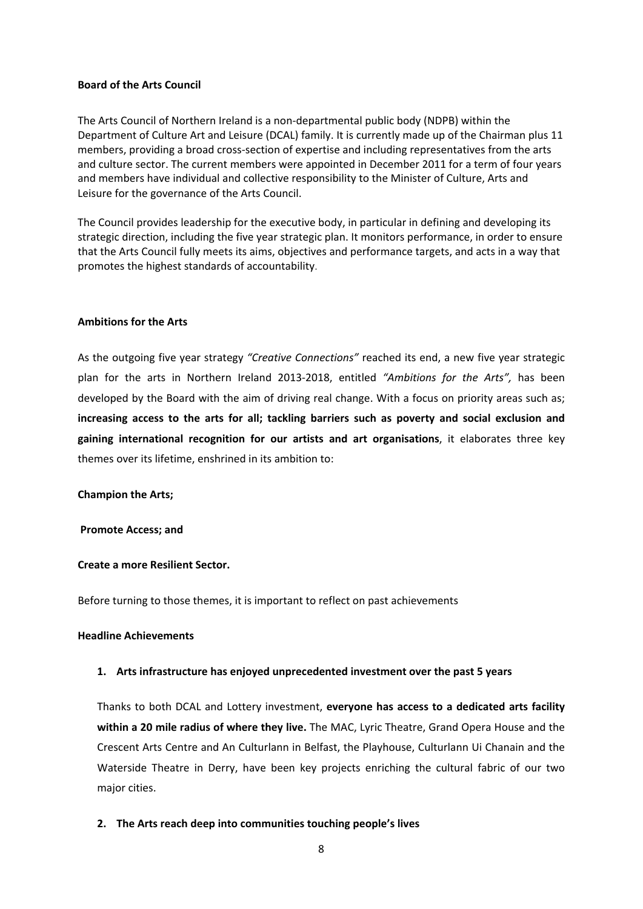**Board of the Arts Council**

The Arts Council of Northern Ireland is a non-departmental public body (NDPB) within the Department of Culture Art and Leisure (DCAL) family. It is currently made up of the Chairman plus 11 members, providing a broad cross-section of expertise and including representatives from the arts and culture sector. The current members were appointed in December 2011 for a term of four years and members have individual and collective responsibility to the Minister of Culture, Arts and Leisure for the governance of the Arts Council.

The Council provides leadership for the executive body, in particular in defining and developing its strategic direction, including the five year strategic plan. It monitors performance, in order to ensure that the Arts Council fully meets its aims, objectives and performance targets, and acts in a way that promotes the highest standards of accountability.

**Ambitions for the Arts**

As the outgoing five year strategy *"Creative Connections"* reached its end, a new five year strategic plan for the arts in Northern Ireland 2013-2018, entitled *"Ambitions for the Arts",* has been developed by the Board with the aim of driving real change. With a focus on priority areas such as; **increasing access to the arts for all; tackling barriers such as poverty and social exclusion and gaining international recognition for our artists and art organisations**, it elaborates three key themes over its lifetime, enshrined in its ambition to:

**Champion the Arts;**

**Promote Access; and**

**Create a more Resilient Sector.**

Before turning to those themes, it is important to reflect on past achievements

**Headline Achievements**

1. **Arts infrastructure has enjoyed unprecedented investment over the past 5 years**

   Thanks to both DCAL and Lottery investment, **everyone has access to a dedicated arts facility within a 20 mile radius of where they live.** The MAC, Lyric Theatre, Grand Opera House and the Crescent Arts Centre and An Culturlann in Belfast, the Playhouse, Culturlann Ui Chanain and the Waterside Theatre in Derry, have been key projects enriching the cultural fabric of our two major cities.

2. **The Arts reach deep into communities touching people's lives**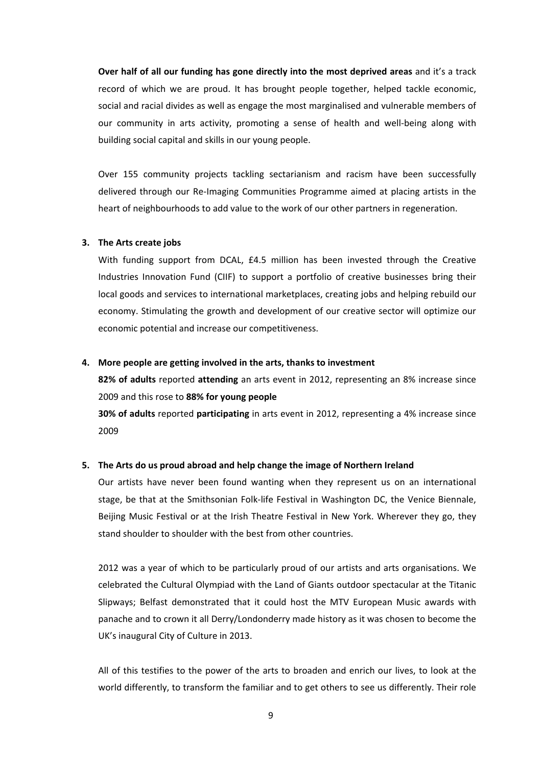**Over half of all our funding has gone directly into the most deprived areas** and it's a track record of which we are proud. It has brought people together, helped tackle economic, social and racial divides as well as engage the most marginalised and vulnerable members of our community in arts activity, promoting a sense of health and well-being along with building social capital and skills in our young people.

Over 155 community projects tackling sectarianism and racism have been successfully delivered through our Re-Imaging Communities Programme aimed at placing artists in the heart of neighbourhoods to add value to the work of our other partners in regeneration.

3. **The Arts create jobs**

   With funding support from DCAL, £4.5 million has been invested through the Creative Industries Innovation Fund (CIIF) to support a portfolio of creative businesses bring their local goods and services to international marketplaces, creating jobs and helping rebuild our economy. Stimulating the growth and development of our creative sector will optimize our economic potential and increase our competitiveness.

4. **More people are getting involved in the arts, thanks to investment**

   **82% of adults** reported **attending** an arts event in 2012, representing an 8% increase since 2009 and this rose to **88% for young people**

   **30% of adults** reported **participating** in arts event in 2012, representing a 4% increase since 2009

5. **The Arts do us proud abroad and help change the image of Northern Ireland**

   Our artists have never been found wanting when they represent us on an international stage, be that at the Smithsonian Folk-life Festival in Washington DC, the Venice Biennale, Beijing Music Festival or at the Irish Theatre Festival in New York. Wherever they go, they stand shoulder to shoulder with the best from other countries.

   2012 was a year of which to be particularly proud of our artists and arts organisations. We celebrated the Cultural Olympiad with the Land of Giants outdoor spectacular at the Titanic Slipways; Belfast demonstrated that it could host the MTV European Music awards with panache and to crown it all Derry/Londonderry made history as it was chosen to become the UK's inaugural City of Culture in 2013.

   All of this testifies to the power of the arts to broaden and enrich our lives, to look at the world differently, to transform the familiar and to get others to see us differently. Their role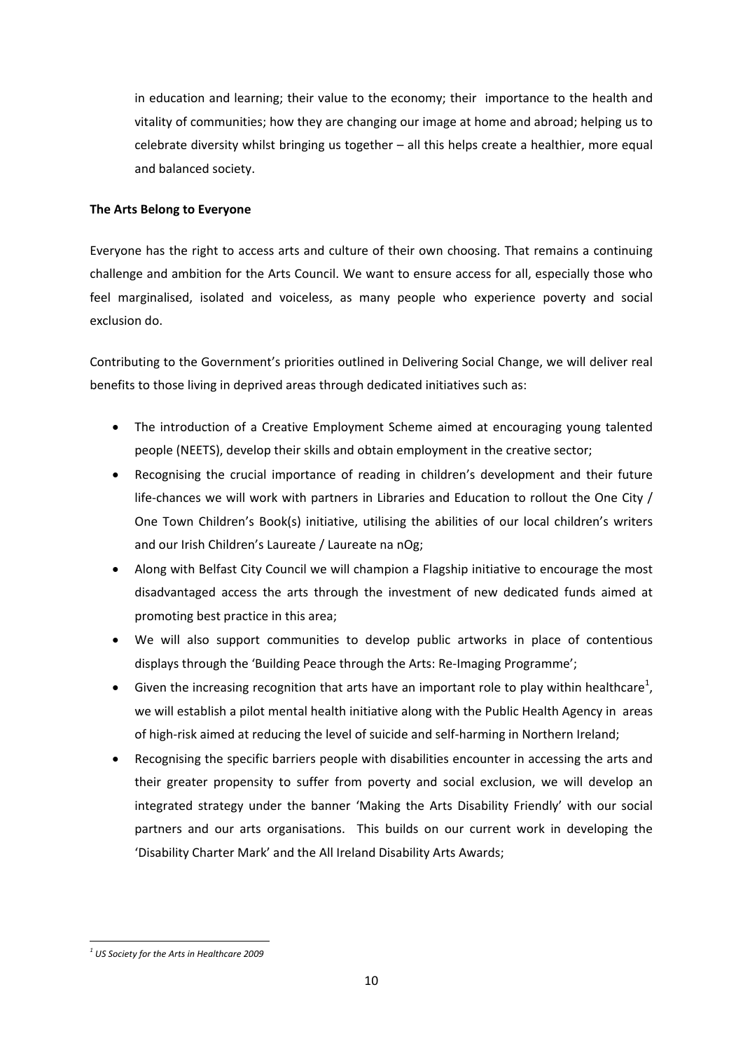in education and learning; their value to the economy; their importance to the health and vitality of communities; how they are changing our image at home and abroad; helping us to celebrate diversity whilst bringing us together – all this helps create a healthier, more equal and balanced society.

**The Arts Belong to Everyone**

Everyone has the right to access arts and culture of their own choosing. That remains a continuing challenge and ambition for the Arts Council. We want to ensure access for all, especially those who feel marginalised, isolated and voiceless, as many people who experience poverty and social exclusion do.

Contributing to the Government's priorities outlined in Delivering Social Change, we will deliver real benefits to those living in deprived areas through dedicated initiatives such as:

- The introduction of a Creative Employment Scheme aimed at encouraging young talented people (NEETS), develop their skills and obtain employment in the creative sector;
- Recognising the crucial importance of reading in children's development and their future life-chances we will work with partners in Libraries and Education to rollout the One City / One Town Children's Book(s) initiative, utilising the abilities of our local children's writers and our Irish Children's Laureate / Laureate na nOg;
- Along with Belfast City Council we will champion a Flagship initiative to encourage the most disadvantaged access the arts through the investment of new dedicated funds aimed at promoting best practice in this area;
- We will also support communities to develop public artworks in place of contentious displays through the 'Building Peace through the Arts: Re-Imaging Programme';
- Given the increasing recognition that arts have an important role to play within healthcare[1], we will establish a pilot mental health initiative along with the Public Health Agency in areas of high-risk aimed at reducing the level of suicide and self-harming in Northern Ireland;
- Recognising the specific barriers people with disabilities encounter in accessing the arts and their greater propensity to suffer from poverty and social exclusion, we will develop an integrated strategy under the banner 'Making the Arts Disability Friendly' with our social partners and our arts organisations. This builds on our current work in developing the 'Disability Charter Mark' and the All Ireland Disability Arts Awards;

[1] *US Society for the Arts in Healthcare 2009*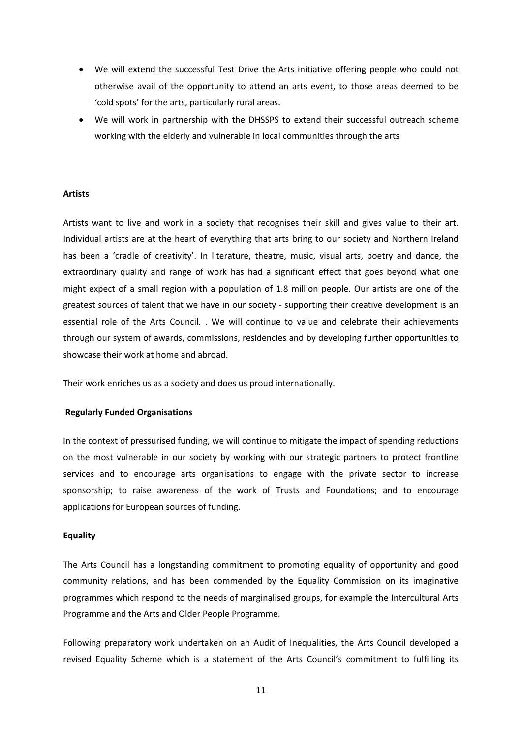- We will extend the successful Test Drive the Arts initiative offering people who could not otherwise avail of the opportunity to attend an arts event, to those areas deemed to be 'cold spots' for the arts, particularly rural areas.
- We will work in partnership with the DHSSPS to extend their successful outreach scheme working with the elderly and vulnerable in local communities through the arts

**Artists**

Artists want to live and work in a society that recognises their skill and gives value to their art. Individual artists are at the heart of everything that arts bring to our society and Northern Ireland has been a 'cradle of creativity'. In literature, theatre, music, visual arts, poetry and dance, the extraordinary quality and range of work has had a significant effect that goes beyond what one might expect of a small region with a population of 1.8 million people. Our artists are one of the greatest sources of talent that we have in our society - supporting their creative development is an essential role of the Arts Council. . We will continue to value and celebrate their achievements through our system of awards, commissions, residencies and by developing further opportunities to showcase their work at home and abroad.

Their work enriches us as a society and does us proud internationally.

**Regularly Funded Organisations**

In the context of pressurised funding, we will continue to mitigate the impact of spending reductions on the most vulnerable in our society by working with our strategic partners to protect frontline services and to encourage arts organisations to engage with the private sector to increase sponsorship; to raise awareness of the work of Trusts and Foundations; and to encourage applications for European sources of funding.

**Equality**

The Arts Council has a longstanding commitment to promoting equality of opportunity and good community relations, and has been commended by the Equality Commission on its imaginative programmes which respond to the needs of marginalised groups, for example the Intercultural Arts Programme and the Arts and Older People Programme.

Following preparatory work undertaken on an Audit of Inequalities, the Arts Council developed a revised Equality Scheme which is a statement of the Arts Council's commitment to fulfilling its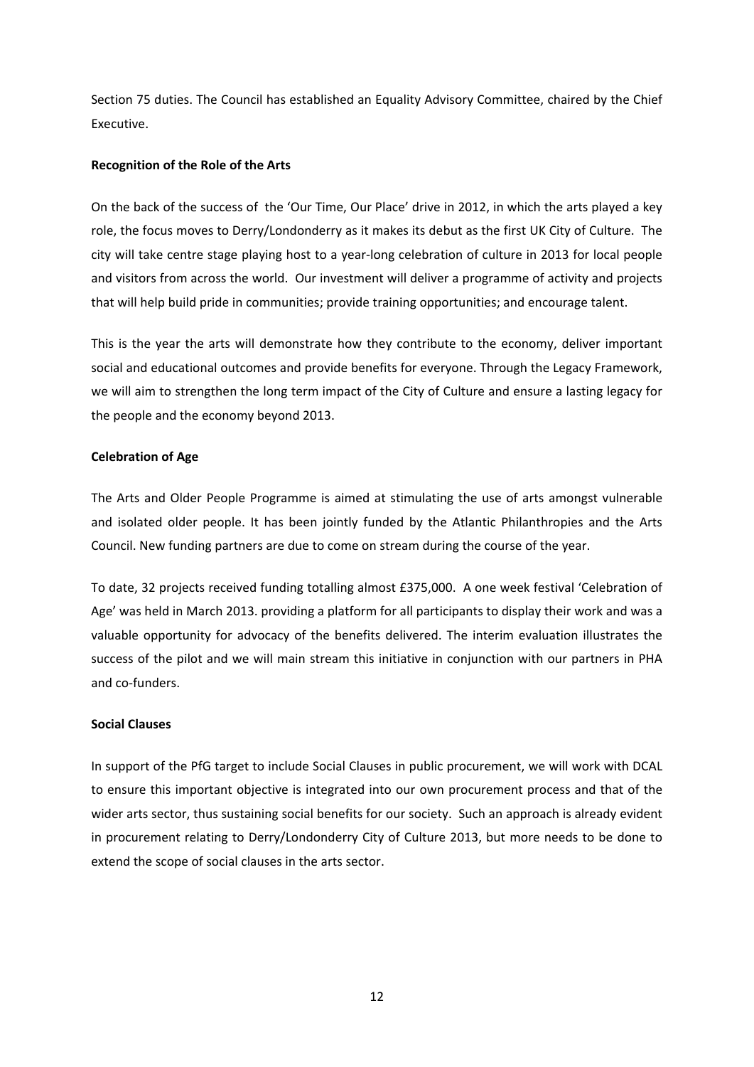Section 75 duties. The Council has established an Equality Advisory Committee, chaired by the Chief Executive.

**Recognition of the Role of the Arts**

On the back of the success of the 'Our Time, Our Place' drive in 2012, in which the arts played a key role, the focus moves to Derry/Londonderry as it makes its debut as the first UK City of Culture. The city will take centre stage playing host to a year-long celebration of culture in 2013 for local people and visitors from across the world. Our investment will deliver a programme of activity and projects that will help build pride in communities; provide training opportunities; and encourage talent.

This is the year the arts will demonstrate how they contribute to the economy, deliver important social and educational outcomes and provide benefits for everyone. Through the Legacy Framework, we will aim to strengthen the long term impact of the City of Culture and ensure a lasting legacy for the people and the economy beyond 2013.

**Celebration of Age**

The Arts and Older People Programme is aimed at stimulating the use of arts amongst vulnerable and isolated older people. It has been jointly funded by the Atlantic Philanthropies and the Arts Council. New funding partners are due to come on stream during the course of the year.

To date, 32 projects received funding totalling almost £375,000. A one week festival 'Celebration of Age' was held in March 2013. providing a platform for all participants to display their work and was a valuable opportunity for advocacy of the benefits delivered. The interim evaluation illustrates the success of the pilot and we will main stream this initiative in conjunction with our partners in PHA and co-funders.

**Social Clauses**

In support of the PfG target to include Social Clauses in public procurement, we will work with DCAL to ensure this important objective is integrated into our own procurement process and that of the wider arts sector, thus sustaining social benefits for our society. Such an approach is already evident in procurement relating to Derry/Londonderry City of Culture 2013, but more needs to be done to extend the scope of social clauses in the arts sector.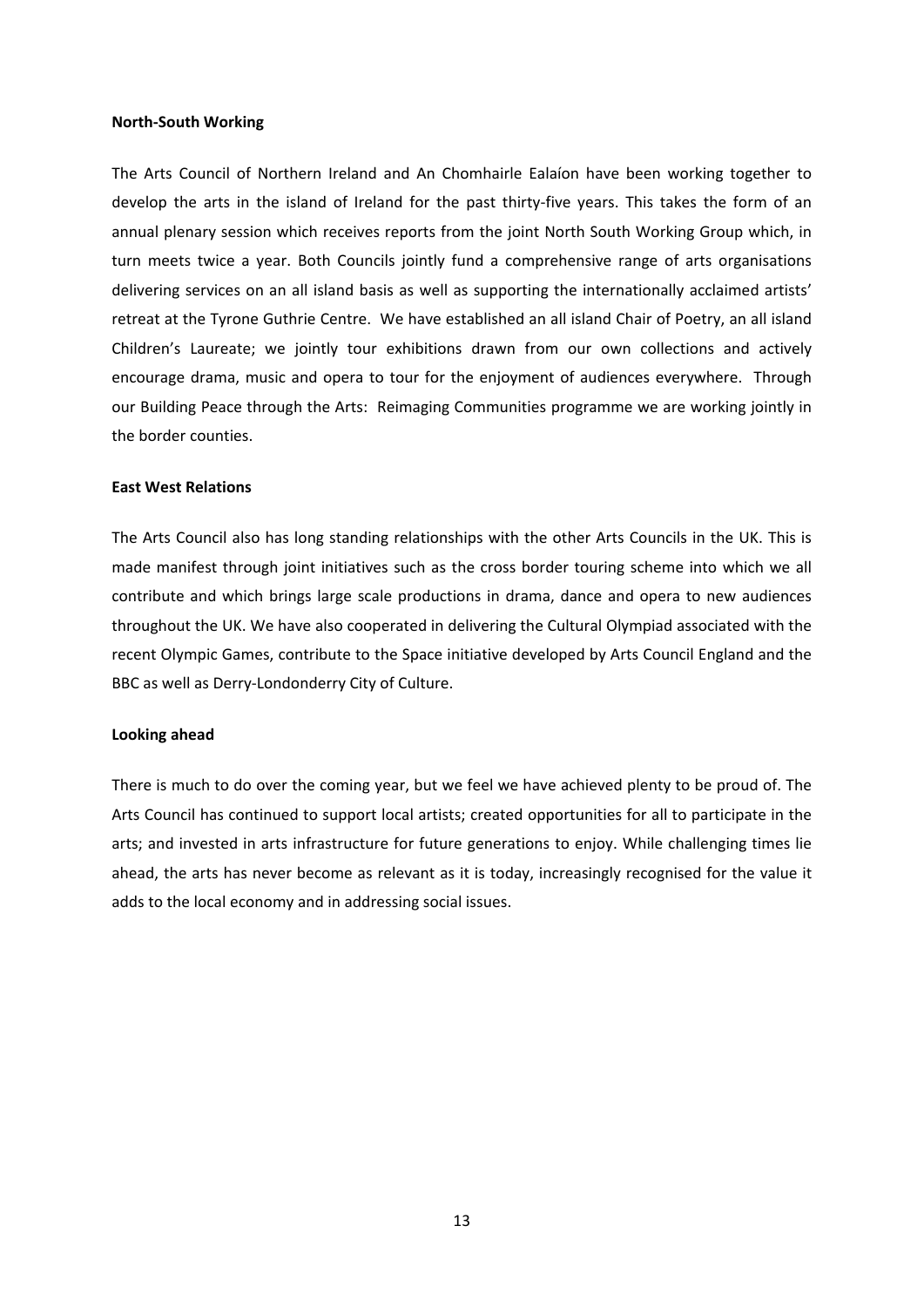**North-South Working**

The Arts Council of Northern Ireland and An Chomhairle Ealaíon have been working together to develop the arts in the island of Ireland for the past thirty-five years. This takes the form of an annual plenary session which receives reports from the joint North South Working Group which, in turn meets twice a year. Both Councils jointly fund a comprehensive range of arts organisations delivering services on an all island basis as well as supporting the internationally acclaimed artists' retreat at the Tyrone Guthrie Centre. We have established an all island Chair of Poetry, an all island Children's Laureate; we jointly tour exhibitions drawn from our own collections and actively encourage drama, music and opera to tour for the enjoyment of audiences everywhere. Through our Building Peace through the Arts: Reimaging Communities programme we are working jointly in the border counties.

**East West Relations**

The Arts Council also has long standing relationships with the other Arts Councils in the UK. This is made manifest through joint initiatives such as the cross border touring scheme into which we all contribute and which brings large scale productions in drama, dance and opera to new audiences throughout the UK. We have also cooperated in delivering the Cultural Olympiad associated with the recent Olympic Games, contribute to the Space initiative developed by Arts Council England and the BBC as well as Derry-Londonderry City of Culture.

**Looking ahead**

There is much to do over the coming year, but we feel we have achieved plenty to be proud of. The Arts Council has continued to support local artists; created opportunities for all to participate in the arts; and invested in arts infrastructure for future generations to enjoy. While challenging times lie ahead, the arts has never become as relevant as it is today, increasingly recognised for the value it adds to the local economy and in addressing social issues.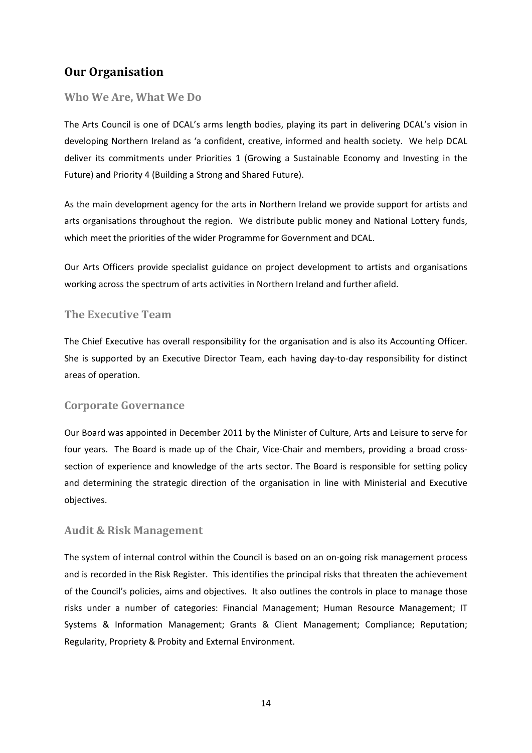## Our Organisation

### Who We Are, What We Do

The Arts Council is one of DCAL's arms length bodies, playing its part in delivering DCAL's vision in developing Northern Ireland as 'a confident, creative, informed and health society. We help DCAL deliver its commitments under Priorities 1 (Growing a Sustainable Economy and Investing in the Future) and Priority 4 (Building a Strong and Shared Future).

As the main development agency for the arts in Northern Ireland we provide support for artists and arts organisations throughout the region. We distribute public money and National Lottery funds, which meet the priorities of the wider Programme for Government and DCAL.

Our Arts Officers provide specialist guidance on project development to artists and organisations working across the spectrum of arts activities in Northern Ireland and further afield.

### The Executive Team

The Chief Executive has overall responsibility for the organisation and is also its Accounting Officer. She is supported by an Executive Director Team, each having day-to-day responsibility for distinct areas of operation.

### Corporate Governance

Our Board was appointed in December 2011 by the Minister of Culture, Arts and Leisure to serve for four years. The Board is made up of the Chair, Vice-Chair and members, providing a broad cross-section of experience and knowledge of the arts sector. The Board is responsible for setting policy and determining the strategic direction of the organisation in line with Ministerial and Executive objectives.

### Audit & Risk Management

The system of internal control within the Council is based on an on-going risk management process and is recorded in the Risk Register. This identifies the principal risks that threaten the achievement of the Council's policies, aims and objectives. It also outlines the controls in place to manage those risks under a number of categories: Financial Management; Human Resource Management; IT Systems & Information Management; Grants & Client Management; Compliance; Reputation; Regularity, Propriety & Probity and External Environment.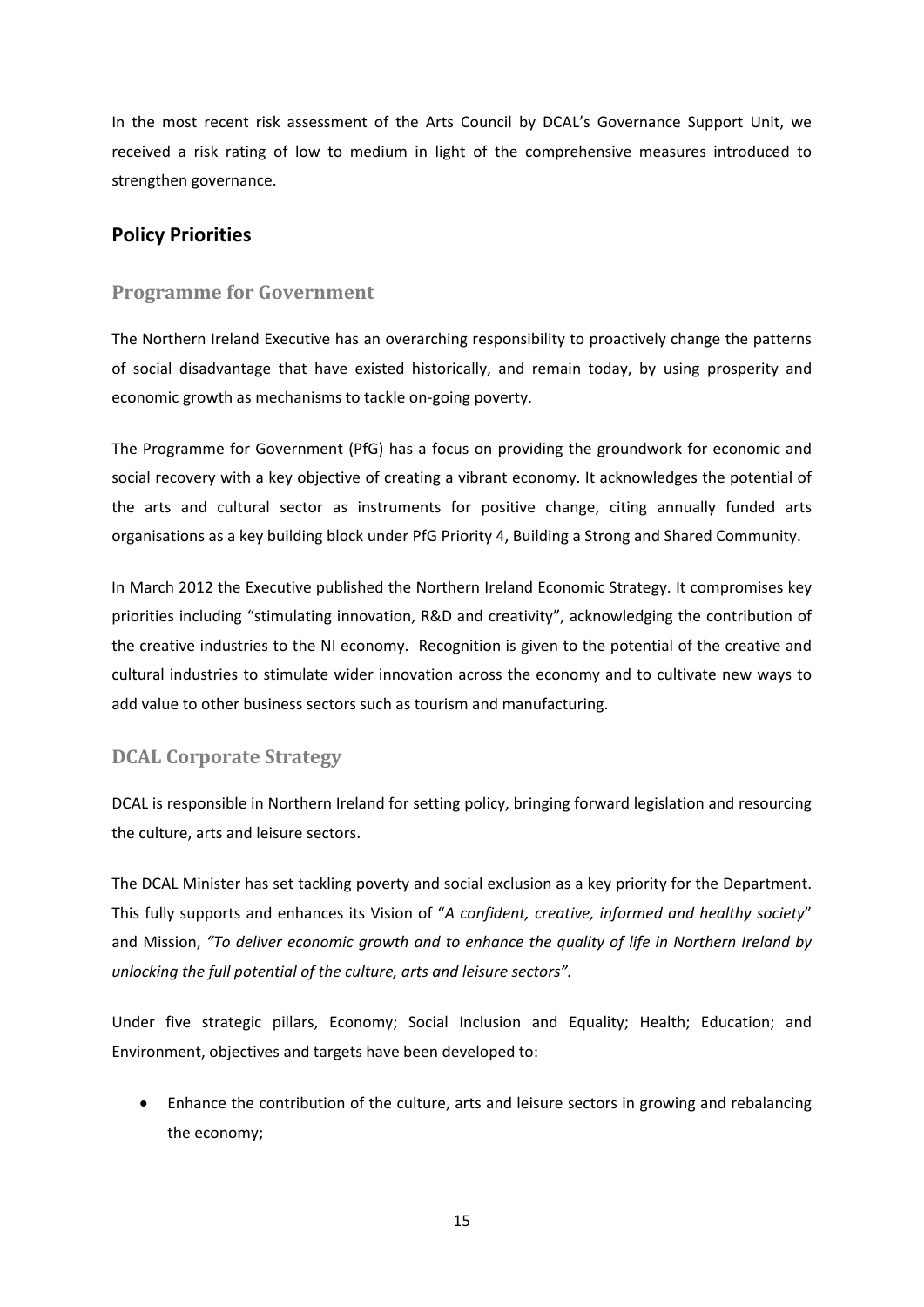In the most recent risk assessment of the Arts Council by DCAL's Governance Support Unit, we received a risk rating of low to medium in light of the comprehensive measures introduced to strengthen governance.

## Policy Priorities

### Programme for Government

The Northern Ireland Executive has an overarching responsibility to proactively change the patterns of social disadvantage that have existed historically, and remain today, by using prosperity and economic growth as mechanisms to tackle on-going poverty.

The Programme for Government (PfG) has a focus on providing the groundwork for economic and social recovery with a key objective of creating a vibrant economy. It acknowledges the potential of the arts and cultural sector as instruments for positive change, citing annually funded arts organisations as a key building block under PfG Priority 4, Building a Strong and Shared Community.

In March 2012 the Executive published the Northern Ireland Economic Strategy. It compromises key priorities including "stimulating innovation, R&D and creativity", acknowledging the contribution of the creative industries to the NI economy. Recognition is given to the potential of the creative and cultural industries to stimulate wider innovation across the economy and to cultivate new ways to add value to other business sectors such as tourism and manufacturing.

### DCAL Corporate Strategy

DCAL is responsible in Northern Ireland for setting policy, bringing forward legislation and resourcing the culture, arts and leisure sectors.

The DCAL Minister has set tackling poverty and social exclusion as a key priority for the Department. This fully supports and enhances its Vision of "*A confident, creative, informed and healthy society*" and Mission, *"To deliver economic growth and to enhance the quality of life in Northern Ireland by unlocking the full potential of the culture, arts and leisure sectors".*

Under five strategic pillars, Economy; Social Inclusion and Equality; Health; Education; and Environment, objectives and targets have been developed to:

- Enhance the contribution of the culture, arts and leisure sectors in growing and rebalancing the economy;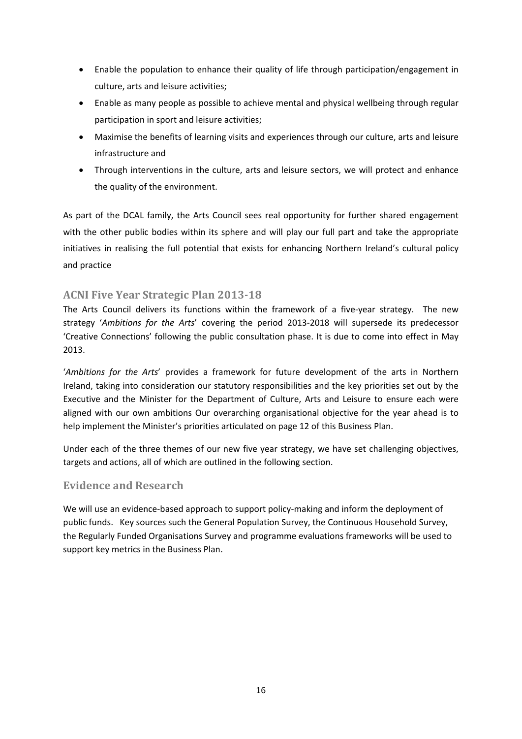- Enable the population to enhance their quality of life through participation/engagement in culture, arts and leisure activities;
- Enable as many people as possible to achieve mental and physical wellbeing through regular participation in sport and leisure activities;
- Maximise the benefits of learning visits and experiences through our culture, arts and leisure infrastructure and
- Through interventions in the culture, arts and leisure sectors, we will protect and enhance the quality of the environment.

As part of the DCAL family, the Arts Council sees real opportunity for further shared engagement with the other public bodies within its sphere and will play our full part and take the appropriate initiatives in realising the full potential that exists for enhancing Northern Ireland's cultural policy and practice

## ACNI Five Year Strategic Plan 2013-18

The Arts Council delivers its functions within the framework of a five-year strategy. The new strategy '*Ambitions for the Arts*' covering the period 2013-2018 will supersede its predecessor 'Creative Connections' following the public consultation phase. It is due to come into effect in May 2013.

'*Ambitions for the Arts*' provides a framework for future development of the arts in Northern Ireland, taking into consideration our statutory responsibilities and the key priorities set out by the Executive and the Minister for the Department of Culture, Arts and Leisure to ensure each were aligned with our own ambitions Our overarching organisational objective for the year ahead is to help implement the Minister's priorities articulated on page 12 of this Business Plan.

Under each of the three themes of our new five year strategy, we have set challenging objectives, targets and actions, all of which are outlined in the following section.

## Evidence and Research

We will use an evidence-based approach to support policy-making and inform the deployment of public funds. Key sources such the General Population Survey, the Continuous Household Survey, the Regularly Funded Organisations Survey and programme evaluations frameworks will be used to support key metrics in the Business Plan.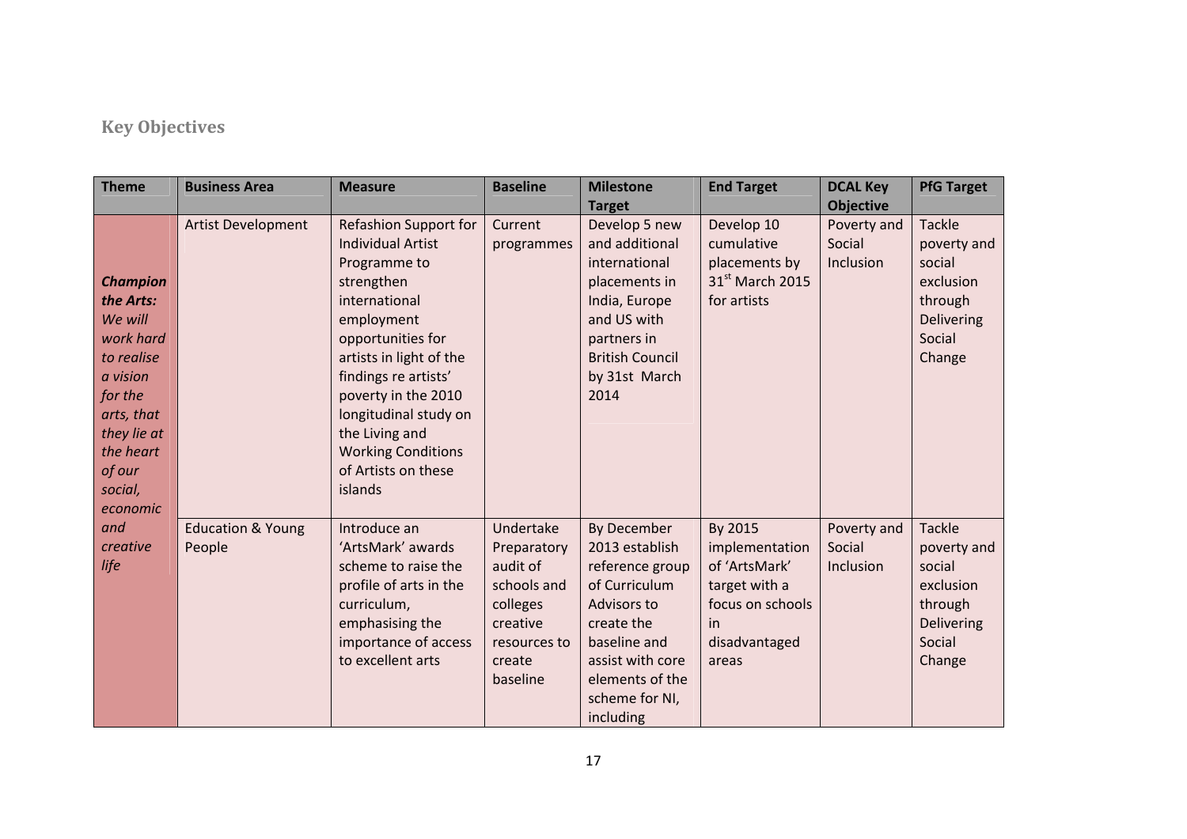## Key Objectives

| Theme | Business Area | Measure | Baseline | Milestone Target | End Target | DCAL Key Objective | PfG Target |
|---|---|---|---|---|---|---|---|
| ***Champion the Arts:*** *We will work hard to realise a vision for the arts, that they lie at the heart of our social, economic and creative life* | Artist Development | Refashion Support for Individual Artist Programme to strengthen international employment opportunities for artists in light of the findings re artists' poverty in the 2010 longitudinal study on the Living and Working Conditions of Artists on these islands | Current programmes | Develop 5 new and additional international placements in India, Europe and US with partners in British Council by 31st March 2014 | Develop 10 cumulative placements by 31st March 2015 for artists | Poverty and Social Inclusion | Tackle poverty and social exclusion through Delivering Social Change |
| | Education & Young People | Introduce an 'ArtsMark' awards scheme to raise the profile of arts in the curriculum, emphasising the importance of access to excellent arts | Undertake Preparatory audit of schools and colleges creative resources to create baseline | By December 2013 establish reference group of Curriculum Advisors to create the baseline and assist with core elements of the scheme for NI, including | By 2015 implementation of 'ArtsMark' target with a focus on schools in disadvantaged areas | Poverty and Social Inclusion | Tackle poverty and social exclusion through Delivering Social Change |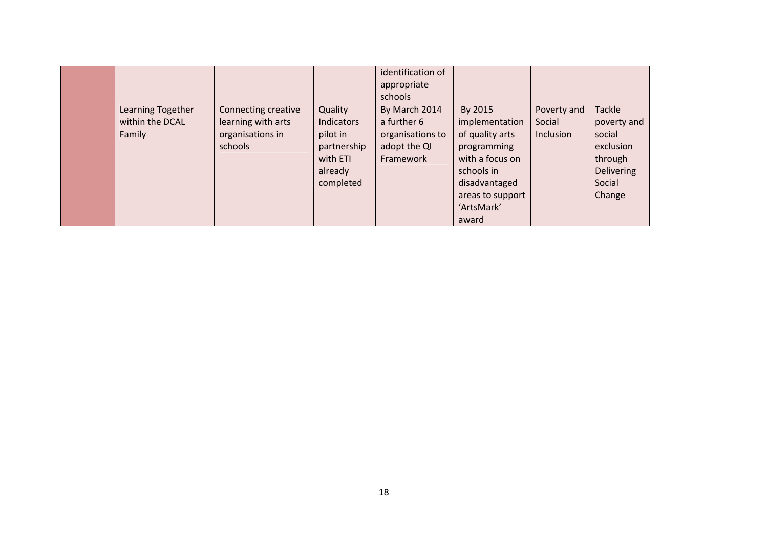| | | | | | | | |
|---|---|---|---|---|---|---|---|
| | | | | identification of appropriate schools | | | |
| | Learning Together within the DCAL Family | Connecting creative learning with arts organisations in schools | Quality Indicators pilot in partnership with ETI already completed | By March 2014 a further 6 organisations to adopt the QI Framework | By 2015 implementation of quality arts programming with a focus on schools in disadvantaged areas to support 'ArtsMark' award | Poverty and Social Inclusion | Tackle poverty and social exclusion through Delivering Social Change |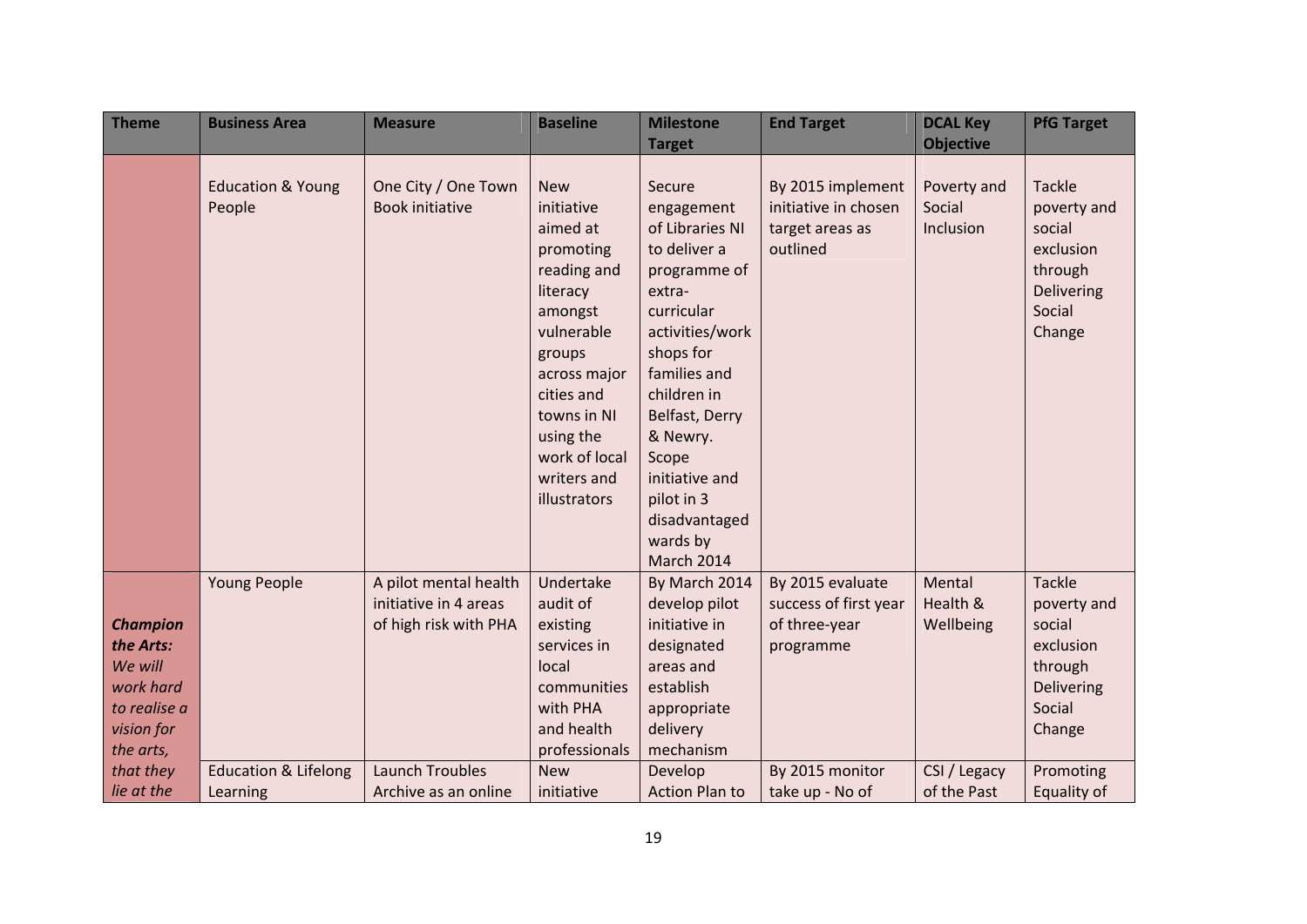| Theme | Business Area | Measure | Baseline | Milestone Target | End Target | DCAL Key Objective | PfG Target |
|---|---|---|---|---|---|---|---|
| | Education & Young People | One City / One Town Book initiative | New initiative aimed at promoting reading and literacy amongst vulnerable groups across major cities and towns in NI using the work of local writers and illustrators | Secure engagement of Libraries NI to deliver a programme of extra-curricular activities/workshops for families and children in Belfast, Derry & Newry. Scope initiative and pilot in 3 disadvantaged wards by March 2014 | By 2015 implement initiative in chosen target areas as outlined | Poverty and Social Inclusion | Tackle poverty and social exclusion through Delivering Social Change |
| ***Champion the Arts:*** *We will work hard to realise a vision for the arts, that they lie at the* | Young People | A pilot mental health initiative in 4 areas of high risk with PHA | Undertake audit of existing services in local communities with PHA and health professionals | By March 2014 develop pilot initiative in designated areas and establish appropriate delivery mechanism | By 2015 evaluate success of first year of three-year programme | Mental Health & Wellbeing | Tackle poverty and social exclusion through Delivering Social Change |
| | Education & Lifelong Learning | Launch Troubles Archive as an online | New initiative | Develop Action Plan to | By 2015 monitor take up - No of | CSI / Legacy of the Past | Promoting Equality of |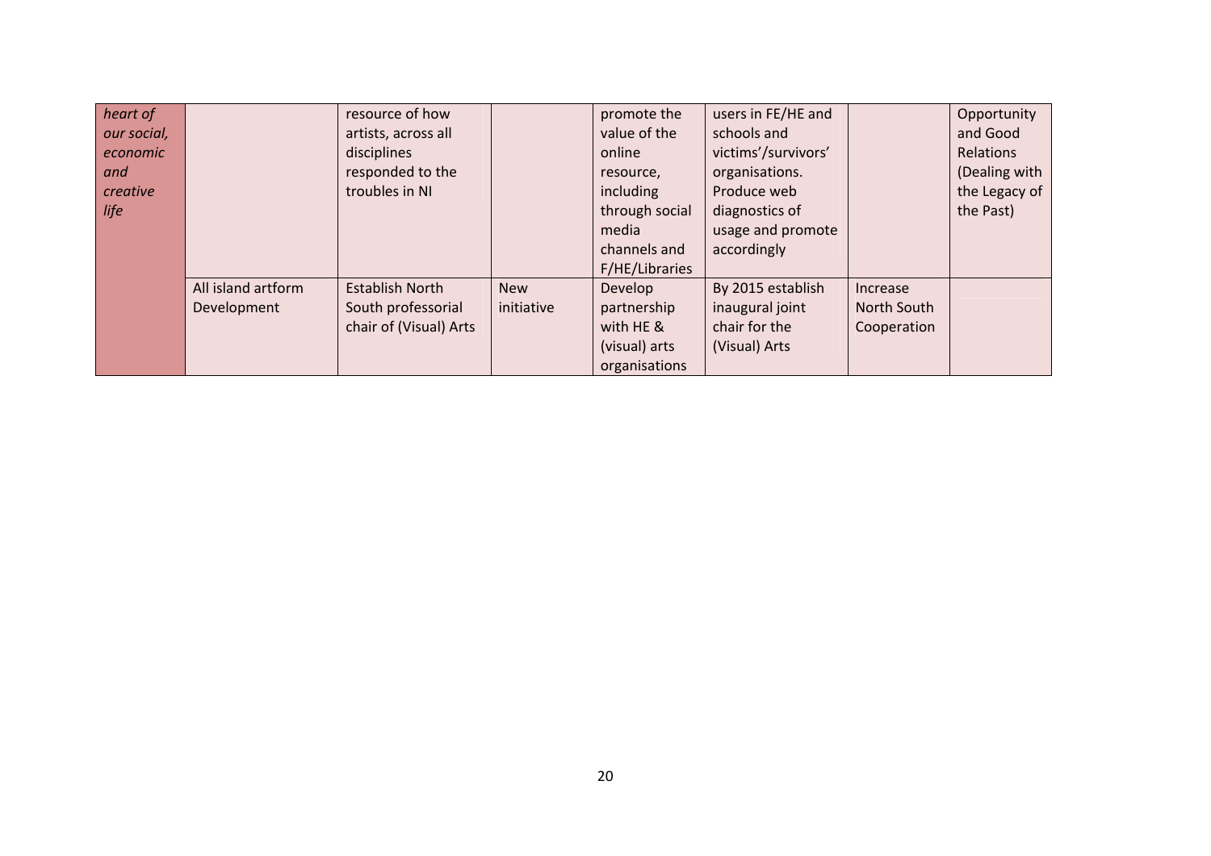| | | | | | | | |
|---|---|---|---|---|---|---|---|
| *heart of our social, economic and creative life* | | resource of how artists, across all disciplines responded to the troubles in NI | | promote the value of the online resource, including through social media channels and F/HE/Libraries | users in FE/HE and schools and victims'/survivors' organisations. Produce web diagnostics of usage and promote accordingly | | Opportunity and Good Relations (Dealing with the Legacy of the Past) |
| | All island artform Development | Establish North South professorial chair of (Visual) Arts | New initiative | Develop partnership with HE & (visual) arts organisations | By 2015 establish inaugural joint chair for the (Visual) Arts | Increase North South Cooperation | |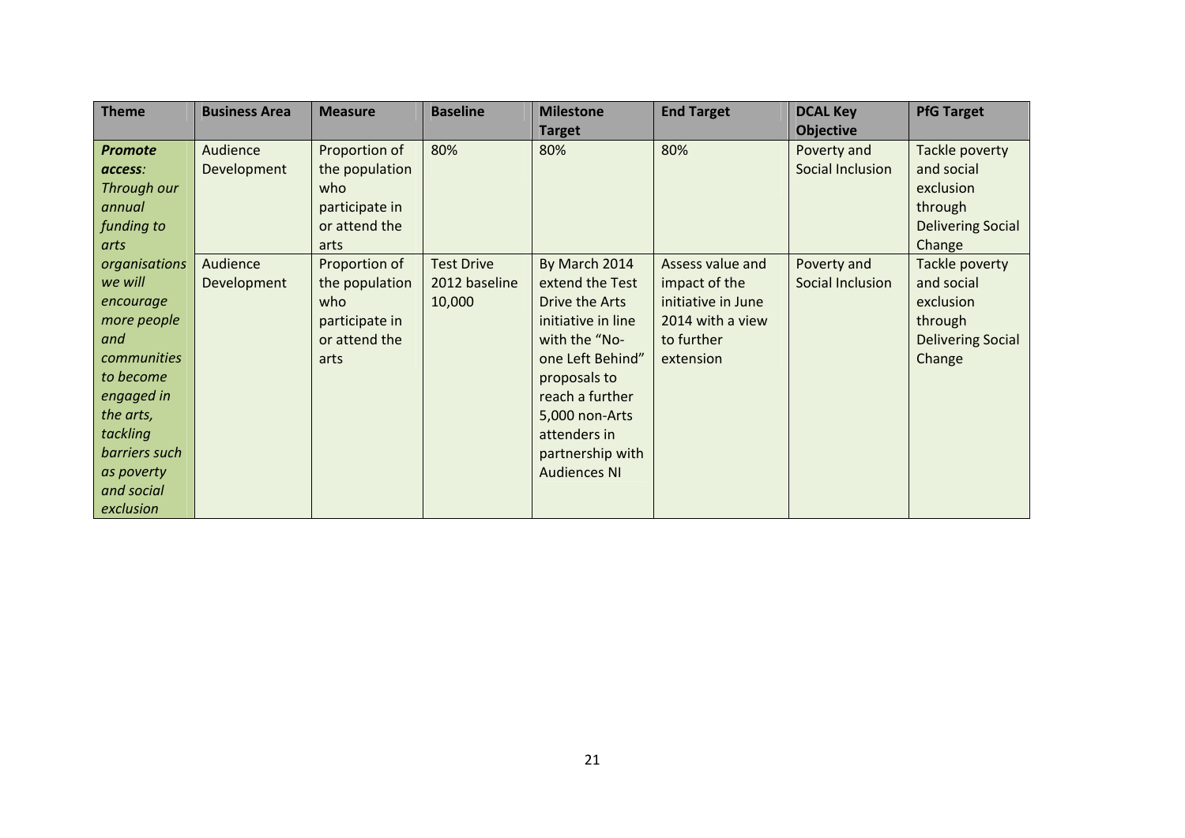| Theme | Business Area | Measure | Baseline | Milestone Target | End Target | DCAL Key Objective | PfG Target |
|---|---|---|---|---|---|---|---|
| ***Promote access**: Through our annual funding to arts organisations we will encourage more people and communities to become engaged in the arts, tackling barriers such as poverty and social exclusion* | Audience Development | Proportion of the population who participate in or attend the arts | 80% | 80% | 80% | Poverty and Social Inclusion | Tackle poverty and social exclusion through Delivering Social Change |
| | Audience Development | Proportion of the population who participate in or attend the arts | Test Drive 2012 baseline 10,000 | By March 2014 extend the Test Drive the Arts initiative in line with the "No-one Left Behind" proposals to reach a further 5,000 non-Arts attenders in partnership with Audiences NI | Assess value and impact of the initiative in June 2014 with a view to further extension | Poverty and Social Inclusion | Tackle poverty and social exclusion through Delivering Social Change |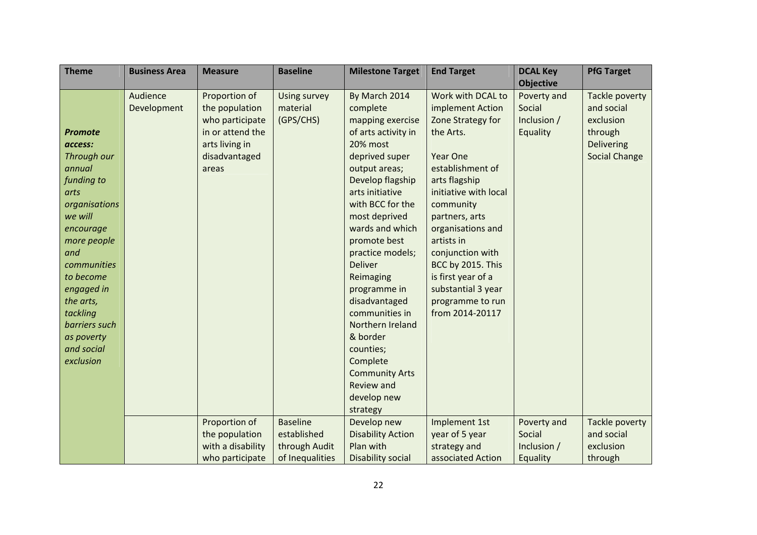| Theme | Business Area | Measure | Baseline | Milestone Target | End Target | DCAL Key Objective | PfG Target |
|---|---|---|---|---|---|---|---|
| ***Promote access:*** *Through our annual funding to arts organisations we will encourage more people and communities to become engaged in the arts, tackling barriers such as poverty and social exclusion* | Audience Development | Proportion of the population who participate in or attend the arts living in disadvantaged areas | Using survey material (GPS/CHS) | By March 2014 complete mapping exercise of arts activity in 20% most deprived super output areas; Develop flagship arts initiative with BCC for the most deprived wards and which promote best practice models; Deliver Reimaging programme in disadvantaged communities in Northern Ireland & border counties; Complete Community Arts Review and develop new strategy | Work with DCAL to implement Action Zone Strategy for the Arts.<br><br>Year One establishment of arts flagship initiative with local community partners, arts organisations and artists in conjunction with BCC by 2015. This is first year of a substantial 3 year programme to run from 2014-20117 | Poverty and Social Inclusion / Equality | Tackle poverty and social exclusion through Delivering Social Change |
| | | Proportion of the population with a disability who participate | Baseline established through Audit of Inequalities | Develop new Disability Action Plan with Disability social | Implement 1st year of 5 year strategy and associated Action | Poverty and Social Inclusion / Equality | Tackle poverty and social exclusion through |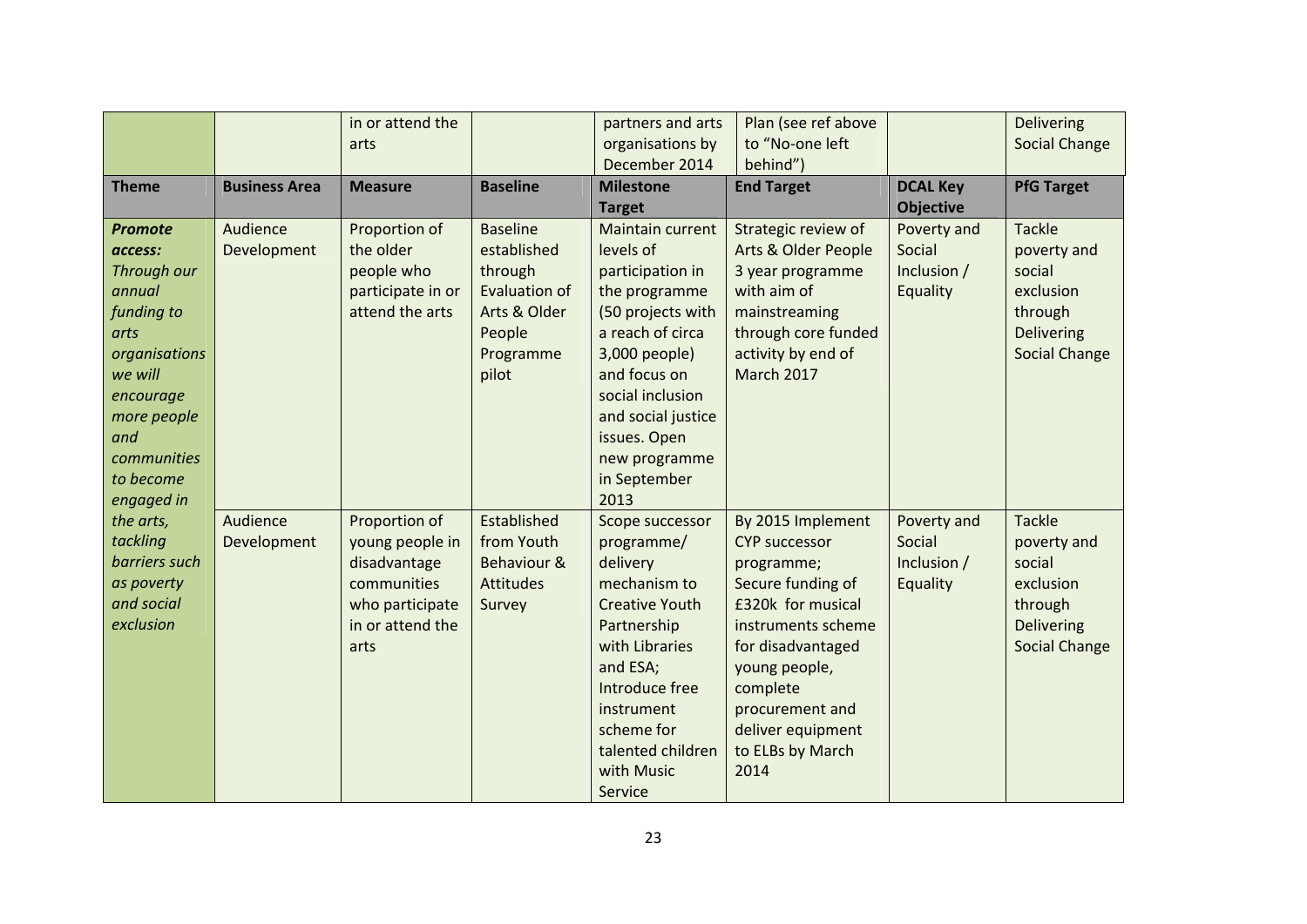| | | in or attend the arts | | partners and arts organisations by December 2014 | Plan (see ref above to "No-one left behind") | | Delivering Social Change |
|---|---|---|---|---|---|---|---|
| **Theme** | **Business Area** | **Measure** | **Baseline** | **Milestone Target** | **End Target** | **DCAL Key Objective** | **PfG Target** |
| ***Promote access:*** *Through our annual funding to arts organisations we will encourage more people and communities to become engaged in the arts, tackling barriers such as poverty and social exclusion* | Audience Development | Proportion of the older people who participate in or attend the arts | Baseline established through Evaluation of Arts & Older People Programme pilot | Maintain current levels of participation in the programme (50 projects with a reach of circa 3,000 people) and focus on social inclusion and social justice issues. Open new programme in September 2013 | Strategic review of Arts & Older People 3 year programme with aim of mainstreaming through core funded activity by end of March 2017 | Poverty and Social Inclusion / Equality | Tackle poverty and social exclusion through Delivering Social Change |
| | Audience Development | Proportion of young people in disadvantage communities who participate in or attend the arts | Established from Youth Behaviour & Attitudes Survey | Scope successor programme/ delivery mechanism to Creative Youth Partnership with Libraries and ESA; Introduce free instrument scheme for talented children with Music Service | By 2015 Implement CYP successor programme; Secure funding of £320k for musical instruments scheme for disadvantaged young people, complete procurement and deliver equipment to ELBs by March 2014 | Poverty and Social Inclusion / Equality | Tackle poverty and social exclusion through Delivering Social Change |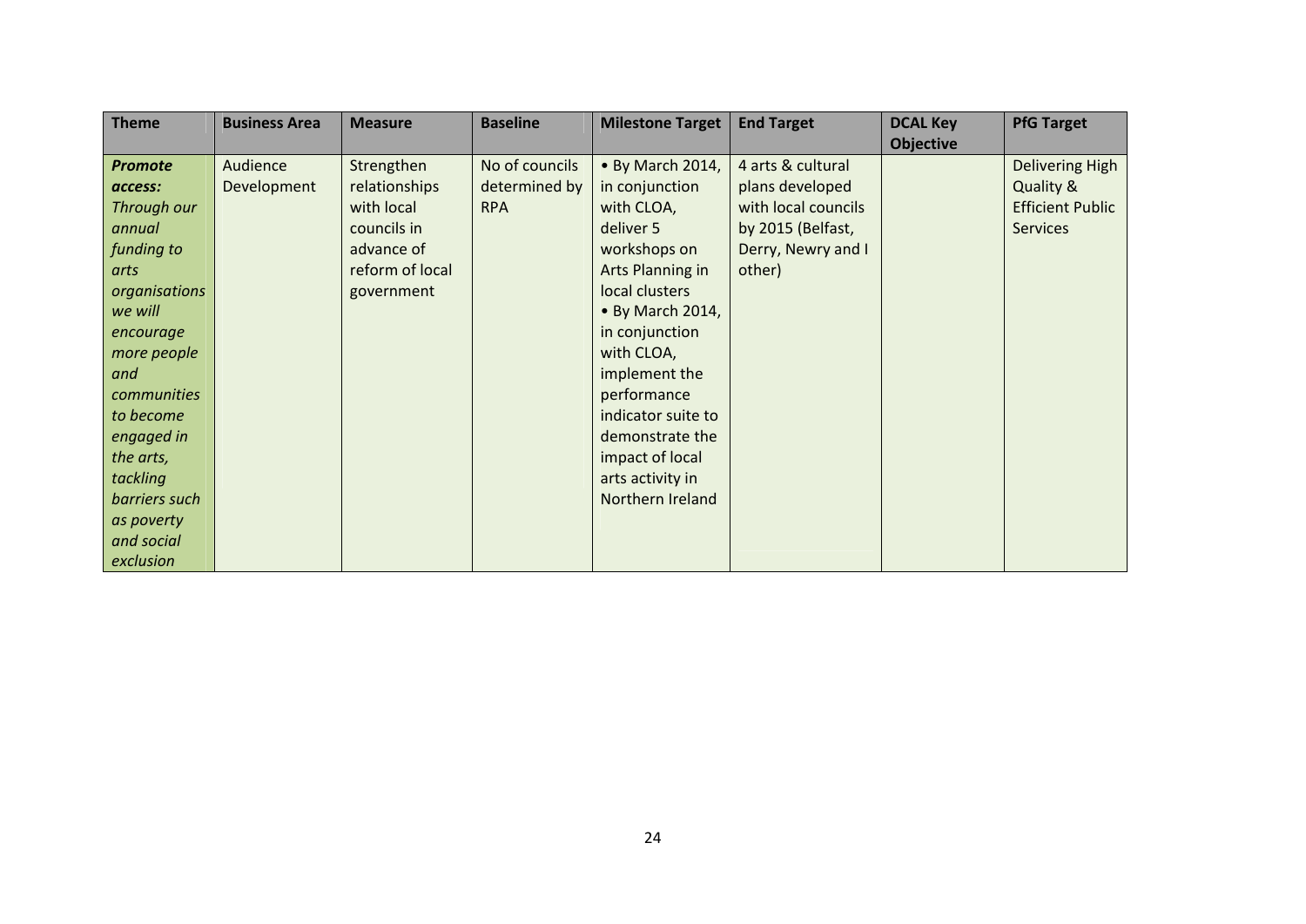| Theme | Business Area | Measure | Baseline | Milestone Target | End Target | DCAL Key Objective | PfG Target |
|---|---|---|---|---|---|---|---|
| ***Promote access:*** *Through our annual funding to arts organisations we will encourage more people and communities to become engaged in the arts, tackling barriers such as poverty and social exclusion* | Audience Development | Strengthen relationships with local councils in advance of reform of local government | No of councils determined by RPA | • By March 2014, in conjunction with CLOA, deliver 5 workshops on Arts Planning in local clusters<br>• By March 2014, in conjunction with CLOA, implement the performance indicator suite to demonstrate the impact of local arts activity in Northern Ireland | 4 arts & cultural plans developed with local councils by 2015 (Belfast, Derry, Newry and I other) | | Delivering High Quality & Efficient Public Services |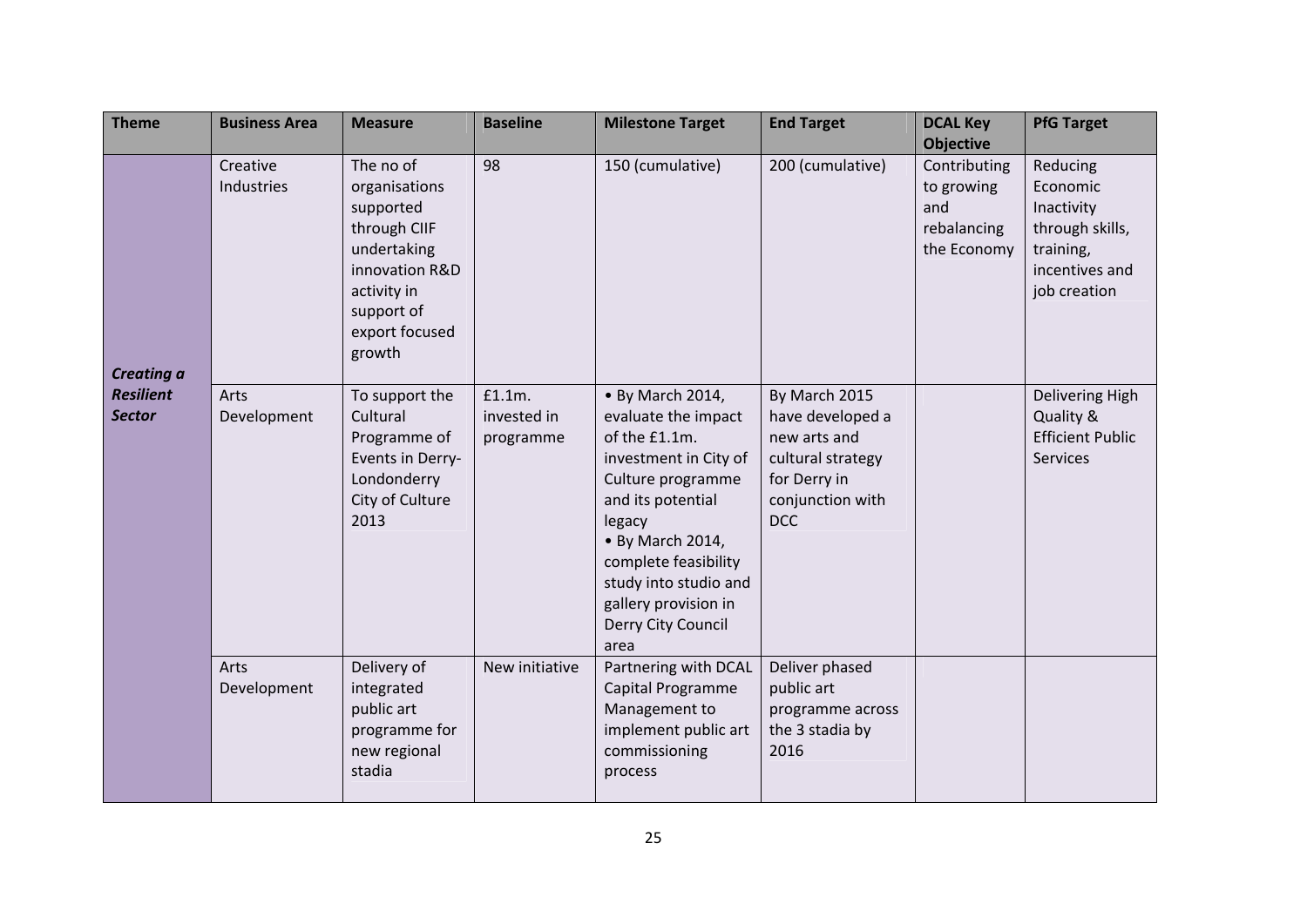| Theme | Business Area | Measure | Baseline | Milestone Target | End Target | DCAL Key Objective | PfG Target |
|---|---|---|---|---|---|---|---|
| ***Creating a Resilient Sector*** | Creative Industries | The no of organisations supported through CIIF undertaking innovation R&D activity in support of export focused growth | 98 | 150 (cumulative) | 200 (cumulative) | Contributing to growing and rebalancing the Economy | Reducing Economic Inactivity through skills, training, incentives and job creation |
| | Arts Development | To support the Cultural Programme of Events in Derry-Londonderry City of Culture 2013 | £1.1m. invested in programme | • By March 2014, evaluate the impact of the £1.1m. investment in City of Culture programme and its potential legacy<br>• By March 2014, complete feasibility study into studio and gallery provision in Derry City Council area | By March 2015 have developed a new arts and cultural strategy for Derry in conjunction with DCC | | Delivering High Quality & Efficient Public Services |
| | Arts Development | Delivery of integrated public art programme for new regional stadia | New initiative | Partnering with DCAL Capital Programme Management to implement public art commissioning process | Deliver phased public art programme across the 3 stadia by 2016 | | |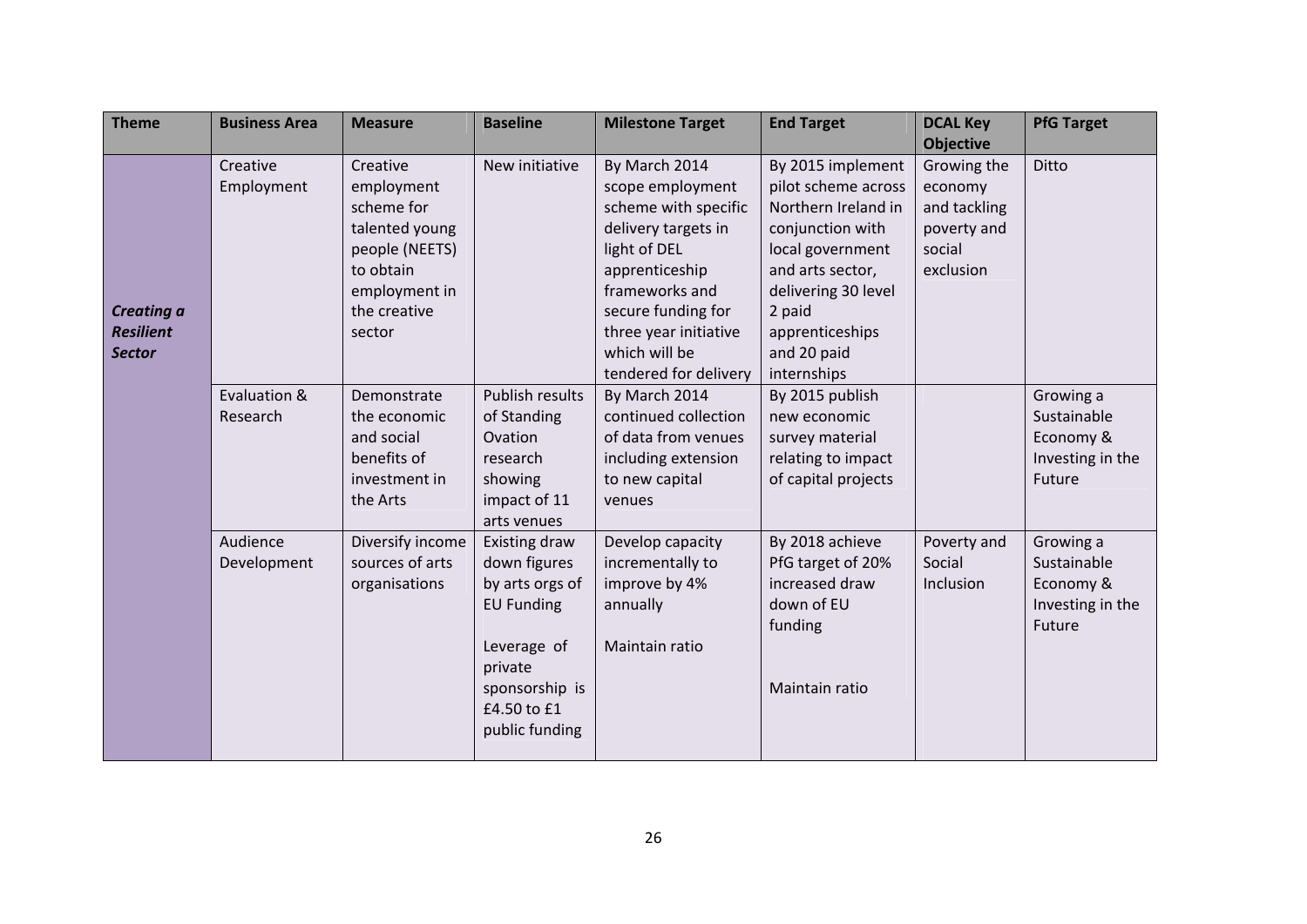| Theme | Business Area | Measure | Baseline | Milestone Target | End Target | DCAL Key Objective | PfG Target |
|---|---|---|---|---|---|---|---|
| ***Creating a Resilient Sector*** | Creative Employment | Creative employment scheme for talented young people (NEETS) to obtain employment in the creative sector | New initiative | By March 2014 scope employment scheme with specific delivery targets in light of DEL apprenticeship frameworks and secure funding for three year initiative which will be tendered for delivery | By 2015 implement pilot scheme across Northern Ireland in conjunction with local government and arts sector, delivering 30 level 2 paid apprenticeships and 20 paid internships | Growing the economy and tackling poverty and social exclusion | Ditto |
| | Evaluation & Research | Demonstrate the economic and social benefits of investment in the Arts | Publish results of Standing Ovation research showing impact of 11 arts venues | By March 2014 continued collection of data from venues including extension to new capital venues | By 2015 publish new economic survey material relating to impact of capital projects | | Growing a Sustainable Economy & Investing in the Future |
| | Audience Development | Diversify income sources of arts organisations | Existing draw down figures by arts orgs of EU Funding<br><br>Leverage of private sponsorship is £4.50 to £1 public funding | Develop capacity incrementally to improve by 4% annually<br><br>Maintain ratio | By 2018 achieve PfG target of 20% increased draw down of EU funding<br><br>Maintain ratio | Poverty and Social Inclusion | Growing a Sustainable Economy & Investing in the Future |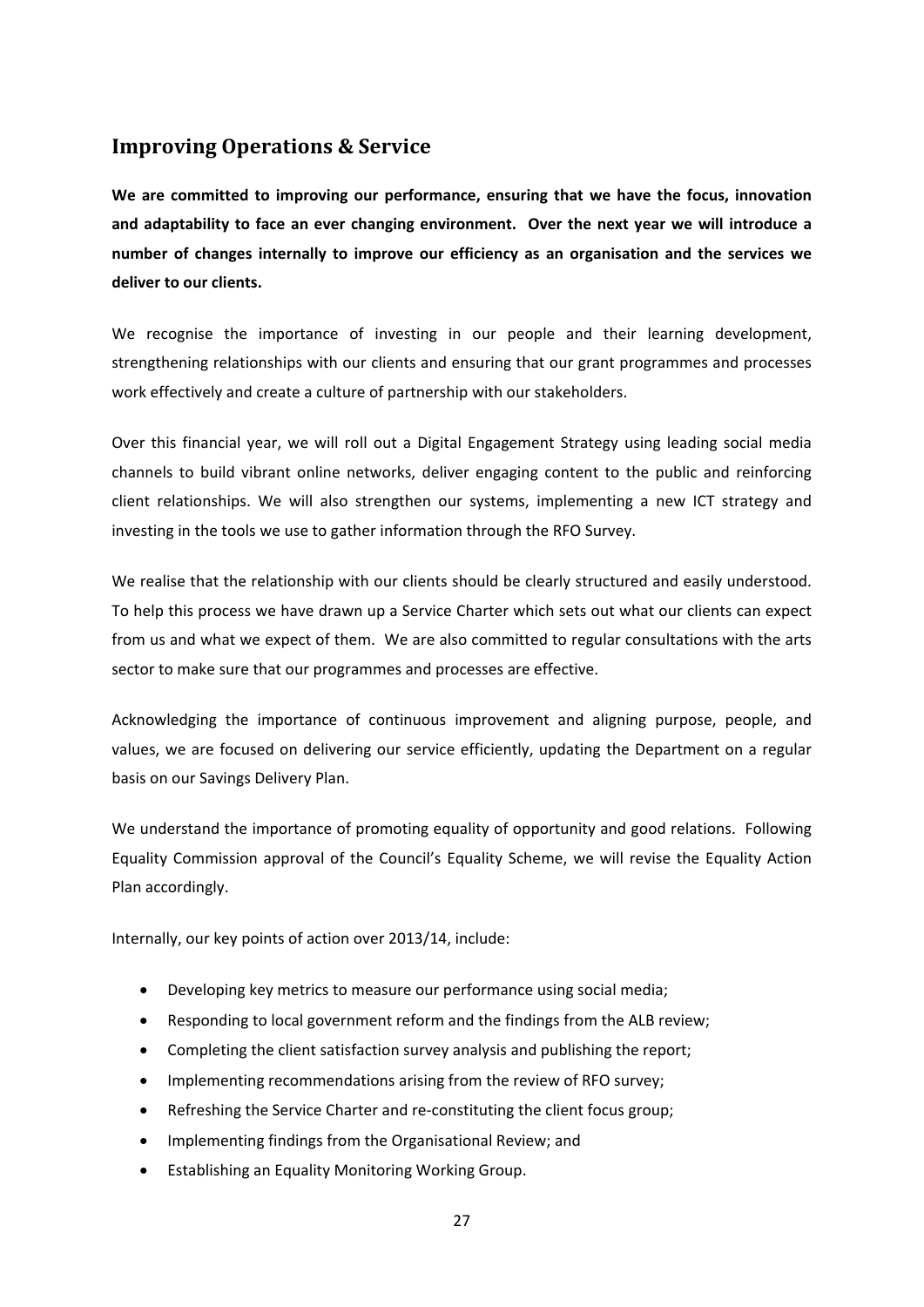## Improving Operations & Service

**We are committed to improving our performance, ensuring that we have the focus, innovation and adaptability to face an ever changing environment. Over the next year we will introduce a number of changes internally to improve our efficiency as an organisation and the services we deliver to our clients.**

We recognise the importance of investing in our people and their learning development, strengthening relationships with our clients and ensuring that our grant programmes and processes work effectively and create a culture of partnership with our stakeholders.

Over this financial year, we will roll out a Digital Engagement Strategy using leading social media channels to build vibrant online networks, deliver engaging content to the public and reinforcing client relationships. We will also strengthen our systems, implementing a new ICT strategy and investing in the tools we use to gather information through the RFO Survey.

We realise that the relationship with our clients should be clearly structured and easily understood. To help this process we have drawn up a Service Charter which sets out what our clients can expect from us and what we expect of them. We are also committed to regular consultations with the arts sector to make sure that our programmes and processes are effective.

Acknowledging the importance of continuous improvement and aligning purpose, people, and values, we are focused on delivering our service efficiently, updating the Department on a regular basis on our Savings Delivery Plan.

We understand the importance of promoting equality of opportunity and good relations. Following Equality Commission approval of the Council's Equality Scheme, we will revise the Equality Action Plan accordingly.

Internally, our key points of action over 2013/14, include:

- Developing key metrics to measure our performance using social media;
- Responding to local government reform and the findings from the ALB review;
- Completing the client satisfaction survey analysis and publishing the report;
- Implementing recommendations arising from the review of RFO survey;
- Refreshing the Service Charter and re-constituting the client focus group;
- Implementing findings from the Organisational Review; and
- Establishing an Equality Monitoring Working Group.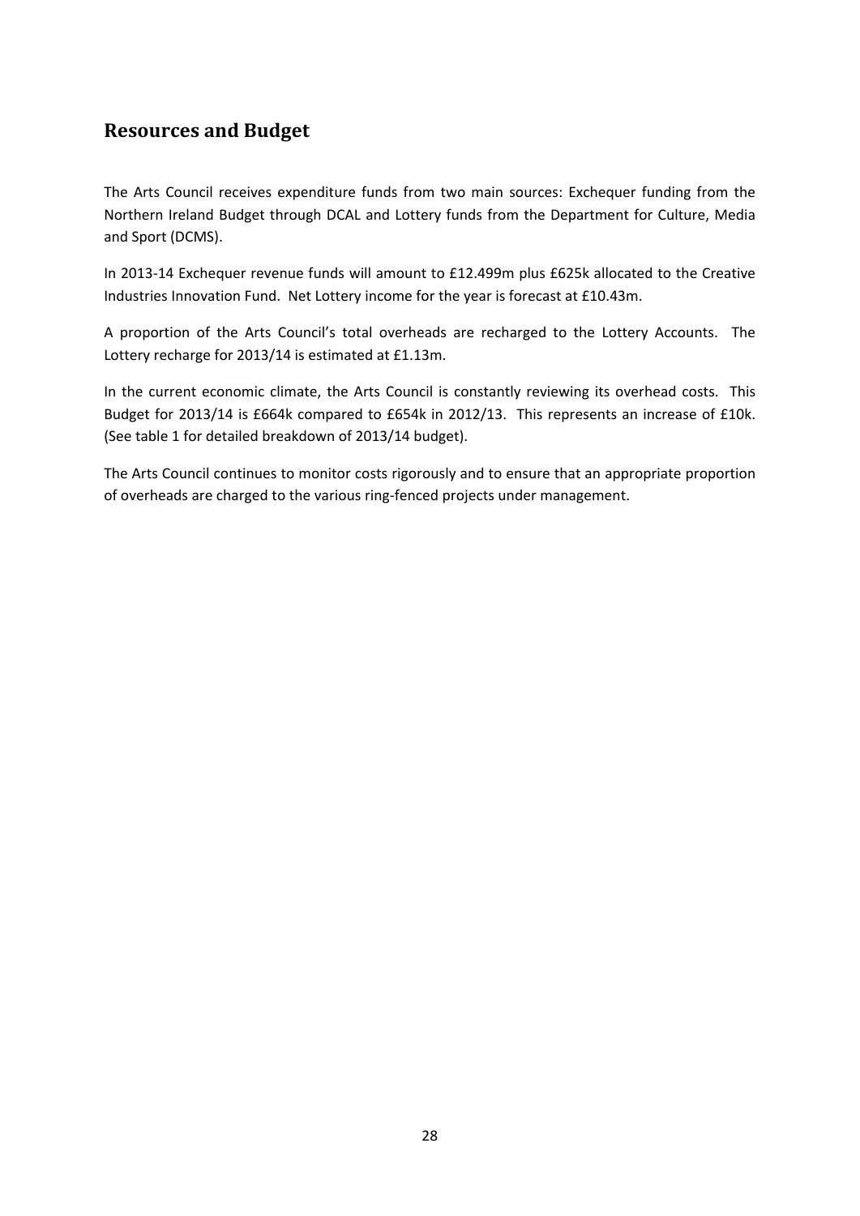## Resources and Budget

The Arts Council receives expenditure funds from two main sources: Exchequer funding from the Northern Ireland Budget through DCAL and Lottery funds from the Department for Culture, Media and Sport (DCMS).

In 2013-14 Exchequer revenue funds will amount to £12.499m plus £625k allocated to the Creative Industries Innovation Fund. Net Lottery income for the year is forecast at £10.43m.

A proportion of the Arts Council's total overheads are recharged to the Lottery Accounts. The Lottery recharge for 2013/14 is estimated at £1.13m.

In the current economic climate, the Arts Council is constantly reviewing its overhead costs. This Budget for 2013/14 is £664k compared to £654k in 2012/13. This represents an increase of £10k. (See table 1 for detailed breakdown of 2013/14 budget).

The Arts Council continues to monitor costs rigorously and to ensure that an appropriate proportion of overheads are charged to the various ring-fenced projects under management.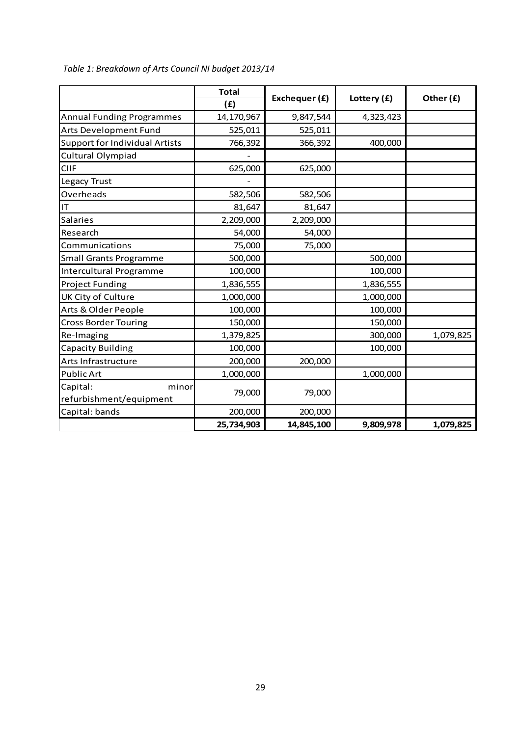*Table 1: Breakdown of Arts Council NI budget 2013/14*

| | Total (£) | Exchequer (£) | Lottery (£) | Other (£) |
|---|---|---|---|---|
| Annual Funding Programmes | 14,170,967 | 9,847,544 | 4,323,423 | |
| Arts Development Fund | 525,011 | 525,011 | | |
| Support for Individual Artists | 766,392 | 366,392 | 400,000 | |
| Cultural Olympiad | - | | | |
| CIIF | 625,000 | 625,000 | | |
| Legacy Trust | - | | | |
| Overheads | 582,506 | 582,506 | | |
| IT | 81,647 | 81,647 | | |
| Salaries | 2,209,000 | 2,209,000 | | |
| Research | 54,000 | 54,000 | | |
| Communications | 75,000 | 75,000 | | |
| Small Grants Programme | 500,000 | | 500,000 | |
| Intercultural Programme | 100,000 | | 100,000 | |
| Project Funding | 1,836,555 | | 1,836,555 | |
| UK City of Culture | 1,000,000 | | 1,000,000 | |
| Arts & Older People | 100,000 | | 100,000 | |
| Cross Border Touring | 150,000 | | 150,000 | |
| Re-Imaging | 1,379,825 | | 300,000 | 1,079,825 |
| Capacity Building | 100,000 | | 100,000 | |
| Arts Infrastructure | 200,000 | 200,000 | | |
| Public Art | 1,000,000 | | 1,000,000 | |
| Capital: minor refurbishment/equipment | 79,000 | 79,000 | | |
| Capital: bands | 200,000 | 200,000 | | |
| | **25,734,903** | **14,845,100** | **9,809,978** | **1,079,825** |